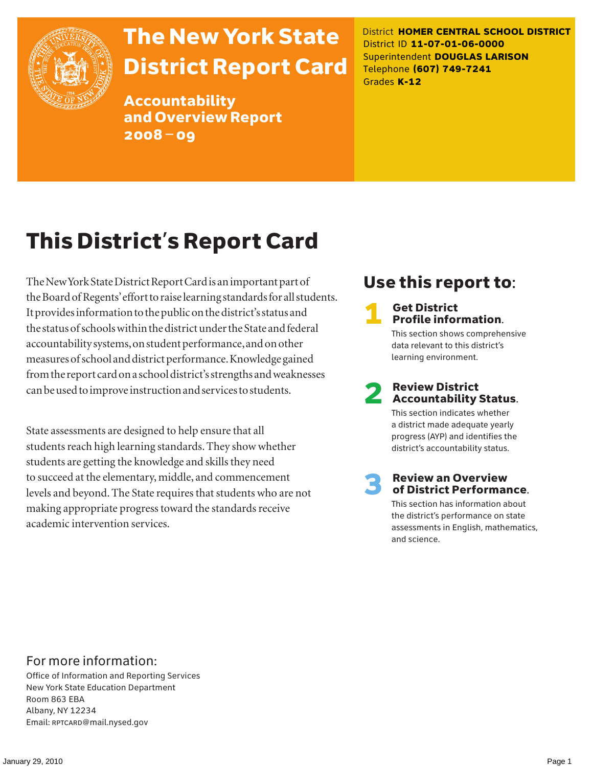# The New York State District Report Card

## Accountability and Overview Report 2008 – 09

District **HOMER CENTRAL SCHOOL DISTRICT**
District ID **11-07-01-06-0000**
Superintendent **DOUGLAS LARISON**
Telephone **(607) 749-7241**
Grades **K-12**

# This District's Report Card

The New York State District Report Card is an important part of the Board of Regents' effort to raise learning standards for all students. It provides information to the public on the district's status and the status of schools within the district under the State and federal accountability systems, on student performance, and on other measures of school and district performance. Knowledge gained from the report card on a school district's strengths and weaknesses can be used to improve instruction and services to students.

State assessments are designed to help ensure that all students reach high learning standards. They show whether students are getting the knowledge and skills they need to succeed at the elementary, middle, and commencement levels and beyond. The State requires that students who are not making appropriate progress toward the standards receive academic intervention services.

## Use this report to:

**1 Get District Profile information.**
This section shows comprehensive data relevant to this district's learning environment.

**2 Review District Accountability Status.**
This section indicates whether a district made adequate yearly progress (AYP) and identifies the district's accountability status.

**3 Review an Overview of District Performance.**
This section has information about the district's performance on state assessments in English, mathematics, and science.

## For more information:

Office of Information and Reporting Services
New York State Education Department
Room 863 EBA
Albany, NY 12234
Email: RPTCARD@mail.nysed.gov

January 29, 2010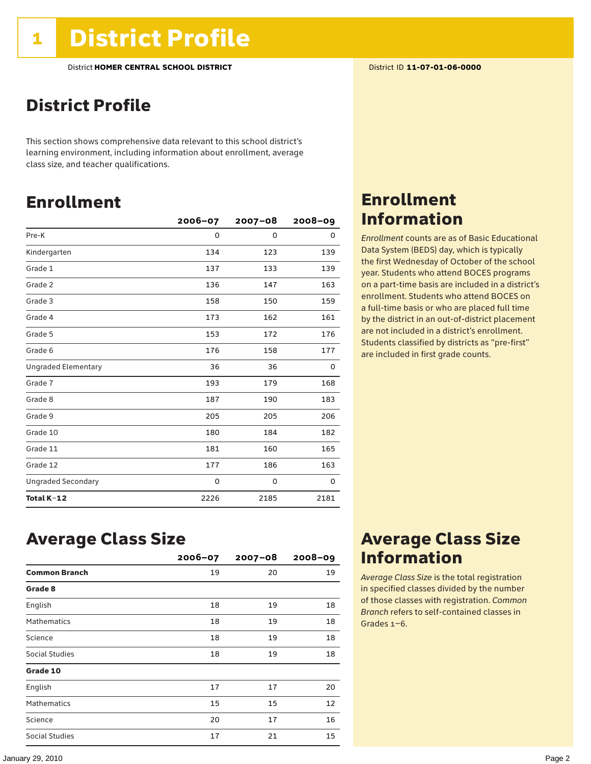# 1 District Profile

District **HOMER CENTRAL SCHOOL DISTRICT**

District ID **11-07-01-06-0000**

## District Profile

This section shows comprehensive data relevant to this school district's learning environment, including information about enrollment, average class size, and teacher qualifications.

## Enrollment

| | 2006–07 | 2007–08 | 2008–09 |
|---|---|---|---|
| Pre-K | 0 | 0 | 0 |
| Kindergarten | 134 | 123 | 139 |
| Grade 1 | 137 | 133 | 139 |
| Grade 2 | 136 | 147 | 163 |
| Grade 3 | 158 | 150 | 159 |
| Grade 4 | 173 | 162 | 161 |
| Grade 5 | 153 | 172 | 176 |
| Grade 6 | 176 | 158 | 177 |
| Ungraded Elementary | 36 | 36 | 0 |
| Grade 7 | 193 | 179 | 168 |
| Grade 8 | 187 | 190 | 183 |
| Grade 9 | 205 | 205 | 206 |
| Grade 10 | 180 | 184 | 182 |
| Grade 11 | 181 | 160 | 165 |
| Grade 12 | 177 | 186 | 163 |
| Ungraded Secondary | 0 | 0 | 0 |
| **Total K–12** | 2226 | 2185 | 2181 |

## Enrollment Information

*Enrollment* counts are as of Basic Educational Data System (BEDS) day, which is typically the first Wednesday of October of the school year. Students who attend BOCES programs on a part-time basis are included in a district's enrollment. Students who attend BOCES on a full-time basis or who are placed full time by the district in an out-of-district placement are not included in a district's enrollment. Students classified by districts as "pre-first" are included in first grade counts.

## Average Class Size

| | 2006–07 | 2007–08 | 2008–09 |
|---|---|---|---|
| **Common Branch** | 19 | 20 | 19 |
| **Grade 8** | | | |
| English | 18 | 19 | 18 |
| Mathematics | 18 | 19 | 18 |
| Science | 18 | 19 | 18 |
| Social Studies | 18 | 19 | 18 |
| **Grade 10** | | | |
| English | 17 | 17 | 20 |
| Mathematics | 15 | 15 | 12 |
| Science | 20 | 17 | 16 |
| Social Studies | 17 | 21 | 15 |

## Average Class Size Information

*Average Class Size* is the total registration in specified classes divided by the number of those classes with registration. *Common Branch* refers to self-contained classes in Grades 1–6.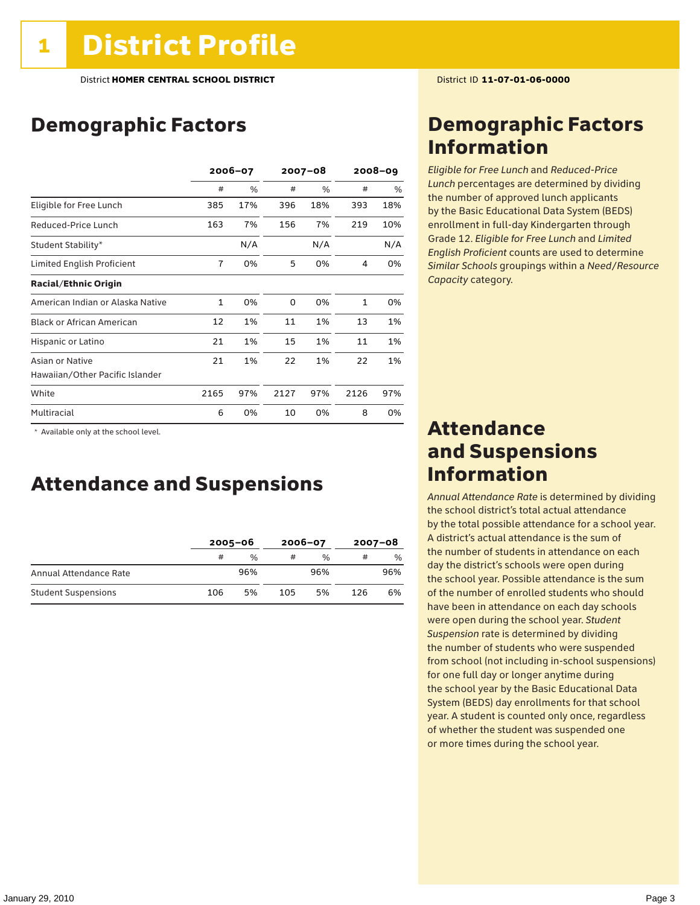# 1 District Profile

District **HOMER CENTRAL SCHOOL DISTRICT**

District ID **11-07-01-06-0000**

## Demographic Factors

| | 2006–07 | | 2007–08 | | 2008–09 | |
|---|---|---|---|---|---|---|
| | # | % | # | % | # | % |
| Eligible for Free Lunch | 385 | 17% | 396 | 18% | 393 | 18% |
| Reduced-Price Lunch | 163 | 7% | 156 | 7% | 219 | 10% |
| Student Stability* | | N/A | | N/A | | N/A |
| Limited English Proficient | 7 | 0% | 5 | 0% | 4 | 0% |
| **Racial/Ethnic Origin** | | | | | | |
| American Indian or Alaska Native | 1 | 0% | 0 | 0% | 1 | 0% |
| Black or African American | 12 | 1% | 11 | 1% | 13 | 1% |
| Hispanic or Latino | 21 | 1% | 15 | 1% | 11 | 1% |
| Asian or Native Hawaiian/Other Pacific Islander | 21 | 1% | 22 | 1% | 22 | 1% |
| White | 2165 | 97% | 2127 | 97% | 2126 | 97% |
| Multiracial | 6 | 0% | 10 | 0% | 8 | 0% |

\* Available only at the school level.

## Attendance and Suspensions

| | 2005–06 | | 2006–07 | | 2007–08 | |
|---|---|---|---|---|---|---|
| | # | % | # | % | # | % |
| Annual Attendance Rate | | 96% | | 96% | | 96% |
| Student Suspensions | 106 | 5% | 105 | 5% | 126 | 6% |

## Demographic Factors Information

*Eligible for Free Lunch* and *Reduced-Price Lunch* percentages are determined by dividing the number of approved lunch applicants by the Basic Educational Data System (BEDS) enrollment in full-day Kindergarten through Grade 12. *Eligible for Free Lunch* and *Limited English Proficient* counts are used to determine *Similar Schools* groupings within a *Need/Resource Capacity* category.

## Attendance and Suspensions Information

*Annual Attendance Rate* is determined by dividing the school district's total actual attendance by the total possible attendance for a school year. A district's actual attendance is the sum of the number of students in attendance on each day the district's schools were open during the school year. Possible attendance is the sum of the number of enrolled students who should have been in attendance on each day schools were open during the school year. *Student Suspension* rate is determined by dividing the number of students who were suspended from school (not including in-school suspensions) for one full day or longer anytime during the school year by the Basic Educational Data System (BEDS) day enrollments for that school year. A student is counted only once, regardless of whether the student was suspended one or more times during the school year.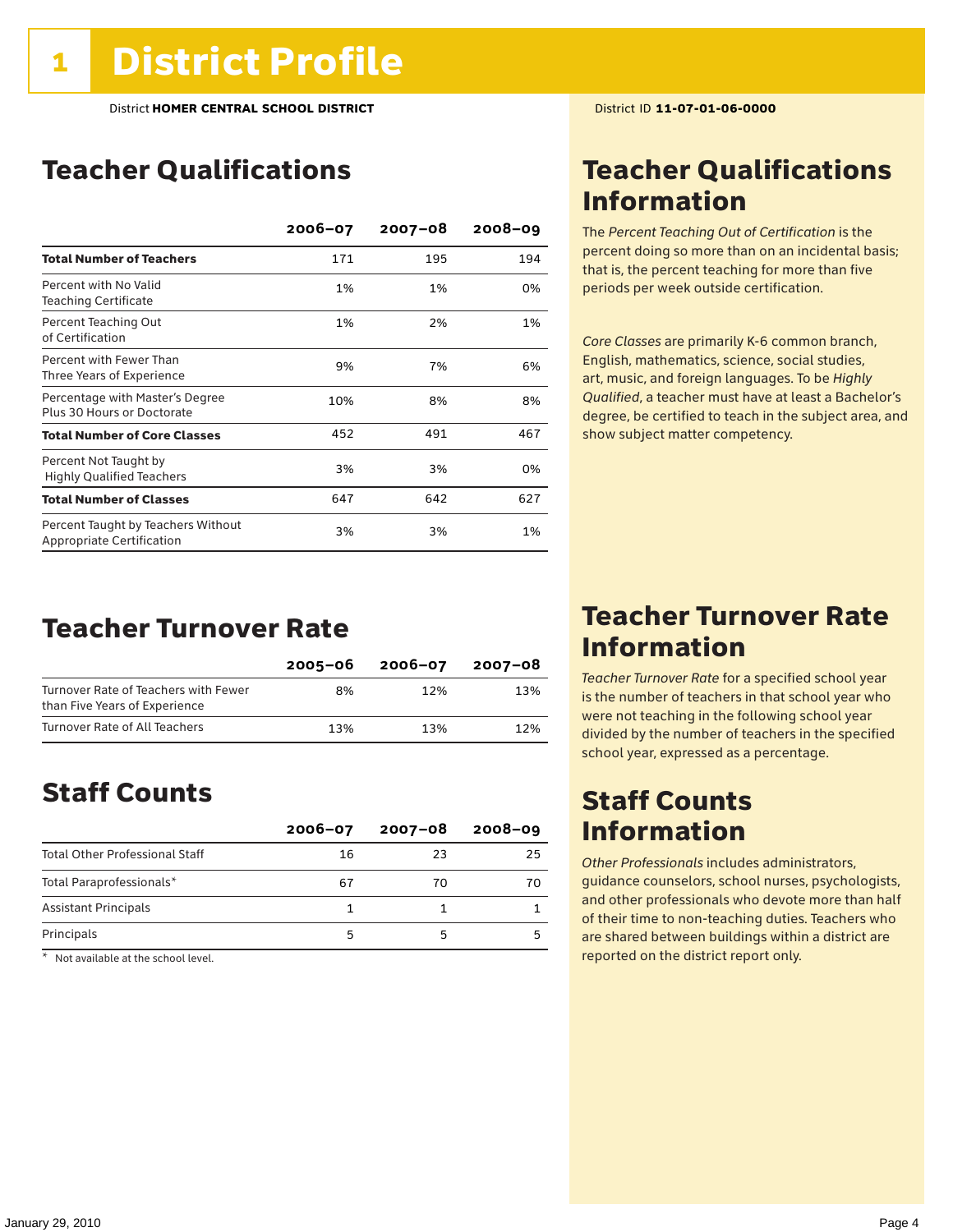# 1 District Profile

District **HOMER CENTRAL SCHOOL DISTRICT**

District ID **11-07-01-06-0000**

## Teacher Qualifications

| | 2006–07 | 2007–08 | 2008–09 |
|---|---|---|---|
| **Total Number of Teachers** | 171 | 195 | 194 |
| Percent with No Valid Teaching Certificate | 1% | 1% | 0% |
| Percent Teaching Out of Certification | 1% | 2% | 1% |
| Percent with Fewer Than Three Years of Experience | 9% | 7% | 6% |
| Percentage with Master's Degree Plus 30 Hours or Doctorate | 10% | 8% | 8% |
| **Total Number of Core Classes** | 452 | 491 | 467 |
| Percent Not Taught by Highly Qualified Teachers | 3% | 3% | 0% |
| **Total Number of Classes** | 647 | 642 | 627 |
| Percent Taught by Teachers Without Appropriate Certification | 3% | 3% | 1% |

## Teacher Qualifications Information

The *Percent Teaching Out of Certification* is the percent doing so more than on an incidental basis; that is, the percent teaching for more than five periods per week outside certification.

*Core Classes* are primarily K-6 common branch, English, mathematics, science, social studies, art, music, and foreign languages. To be *Highly Qualified*, a teacher must have at least a Bachelor's degree, be certified to teach in the subject area, and show subject matter competency.

## Teacher Turnover Rate

| | 2005–06 | 2006–07 | 2007–08 |
|---|---|---|---|
| Turnover Rate of Teachers with Fewer than Five Years of Experience | 8% | 12% | 13% |
| Turnover Rate of All Teachers | 13% | 13% | 12% |

## Teacher Turnover Rate Information

*Teacher Turnover Rate* for a specified school year is the number of teachers in that school year who were not teaching in the following school year divided by the number of teachers in the specified school year, expressed as a percentage.

## Staff Counts

| | 2006–07 | 2007–08 | 2008–09 |
|---|---|---|---|
| Total Other Professional Staff | 16 | 23 | 25 |
| Total Paraprofessionals* | 67 | 70 | 70 |
| Assistant Principals | 1 | 1 | 1 |
| Principals | 5 | 5 | 5 |

\* Not available at the school level.

## Staff Counts Information

*Other Professionals* includes administrators, guidance counselors, school nurses, psychologists, and other professionals who devote more than half of their time to non-teaching duties. Teachers who are shared between buildings within a district are reported on the district report only.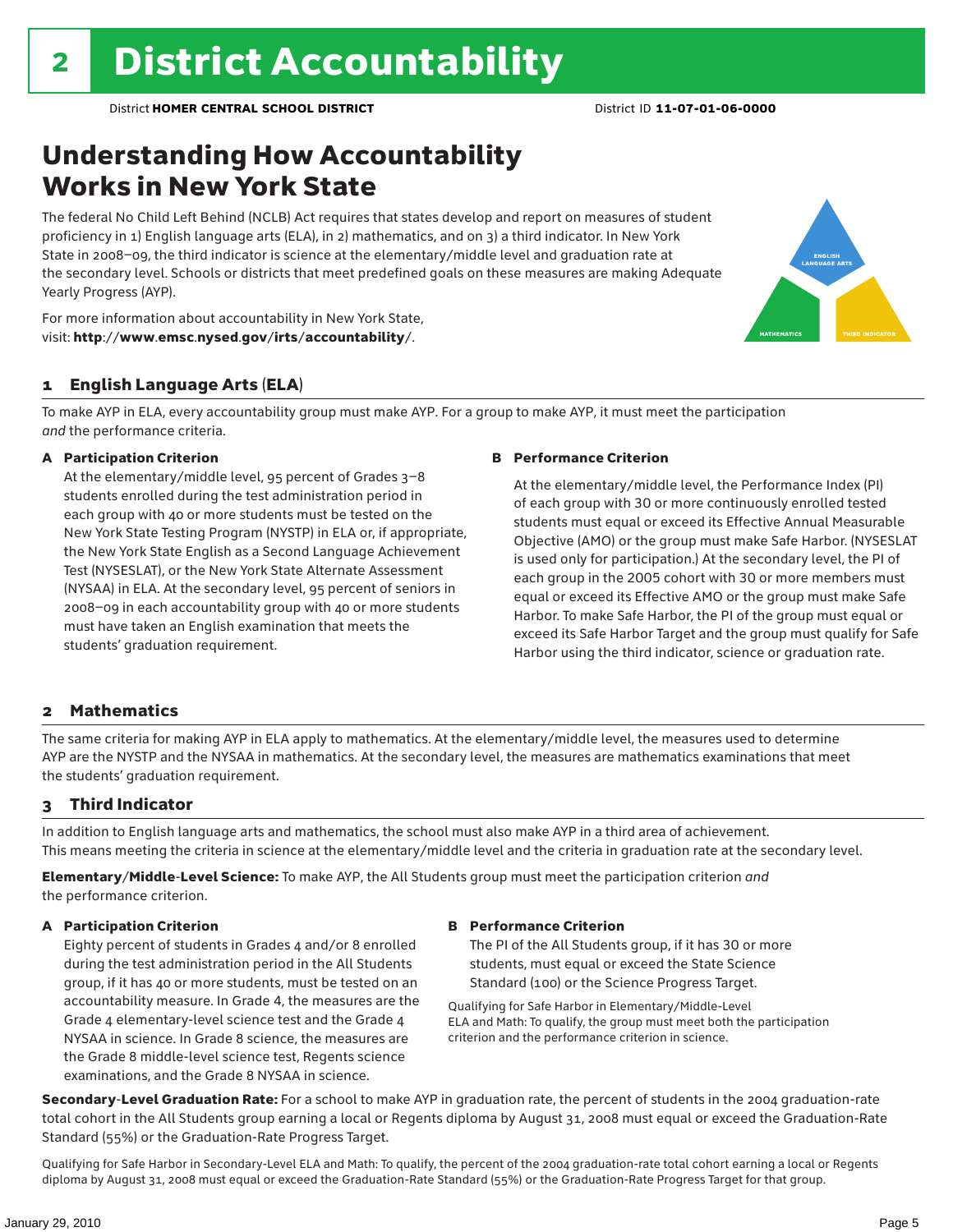# 2 District Accountability

District **HOMER CENTRAL SCHOOL DISTRICT** District ID **11-07-01-06-0000**

## Understanding How Accountability Works in New York State

The federal No Child Left Behind (NCLB) Act requires that states develop and report on measures of student proficiency in 1) English language arts (ELA), in 2) mathematics, and on 3) a third indicator. In New York State in 2008–09, the third indicator is science at the elementary/middle level and graduation rate at the secondary level. Schools or districts that meet predefined goals on these measures are making Adequate Yearly Progress (AYP).

For more information about accountability in New York State, visit: **http://www.emsc.nysed.gov/irts/accountability/**.

ENGLISH LANGUAGE ARTS

MATHEMATICS

THIRD INDICATOR

### 1 English Language Arts (ELA)

To make AYP in ELA, every accountability group must make AYP. For a group to make AYP, it must meet the participation *and* the performance criteria.

**A Participation Criterion**

At the elementary/middle level, 95 percent of Grades 3–8 students enrolled during the test administration period in each group with 40 or more students must be tested on the New York State Testing Program (NYSTP) in ELA or, if appropriate, the New York State English as a Second Language Achievement Test (NYSESLAT), or the New York State Alternate Assessment (NYSAA) in ELA. At the secondary level, 95 percent of seniors in 2008–09 in each accountability group with 40 or more students must have taken an English examination that meets the students' graduation requirement.

**B Performance Criterion**

At the elementary/middle level, the Performance Index (PI) of each group with 30 or more continuously enrolled tested students must equal or exceed its Effective Annual Measurable Objective (AMO) or the group must make Safe Harbor. (NYSESLAT is used only for participation.) At the secondary level, the PI of each group in the 2005 cohort with 30 or more members must equal or exceed its Effective AMO or the group must make Safe Harbor. To make Safe Harbor, the PI of the group must equal or exceed its Safe Harbor Target and the group must qualify for Safe Harbor using the third indicator, science or graduation rate.

### 2 Mathematics

The same criteria for making AYP in ELA apply to mathematics. At the elementary/middle level, the measures used to determine AYP are the NYSTP and the NYSAA in mathematics. At the secondary level, the measures are mathematics examinations that meet the students' graduation requirement.

### 3 Third Indicator

In addition to English language arts and mathematics, the school must also make AYP in a third area of achievement. This means meeting the criteria in science at the elementary/middle level and the criteria in graduation rate at the secondary level.

**Elementary/Middle-Level Science:** To make AYP, the All Students group must meet the participation criterion *and* the performance criterion.

**A Participation Criterion**

Eighty percent of students in Grades 4 and/or 8 enrolled during the test administration period in the All Students group, if it has 40 or more students, must be tested on an accountability measure. In Grade 4, the measures are the Grade 4 elementary-level science test and the Grade 4 NYSAA in science. In Grade 8 science, the measures are the Grade 8 middle-level science test, Regents science examinations, and the Grade 8 NYSAA in science.

**B Performance Criterion**

The PI of the All Students group, if it has 30 or more students, must equal or exceed the State Science Standard (100) or the Science Progress Target.

Qualifying for Safe Harbor in Elementary/Middle-Level ELA and Math: To qualify, the group must meet both the participation criterion and the performance criterion in science.

**Secondary-Level Graduation Rate:** For a school to make AYP in graduation rate, the percent of students in the 2004 graduation-rate total cohort in the All Students group earning a local or Regents diploma by August 31, 2008 must equal or exceed the Graduation-Rate Standard (55%) or the Graduation-Rate Progress Target.

Qualifying for Safe Harbor in Secondary-Level ELA and Math: To qualify, the percent of the 2004 graduation-rate total cohort earning a local or Regents diploma by August 31, 2008 must equal or exceed the Graduation-Rate Standard (55%) or the Graduation-Rate Progress Target for that group.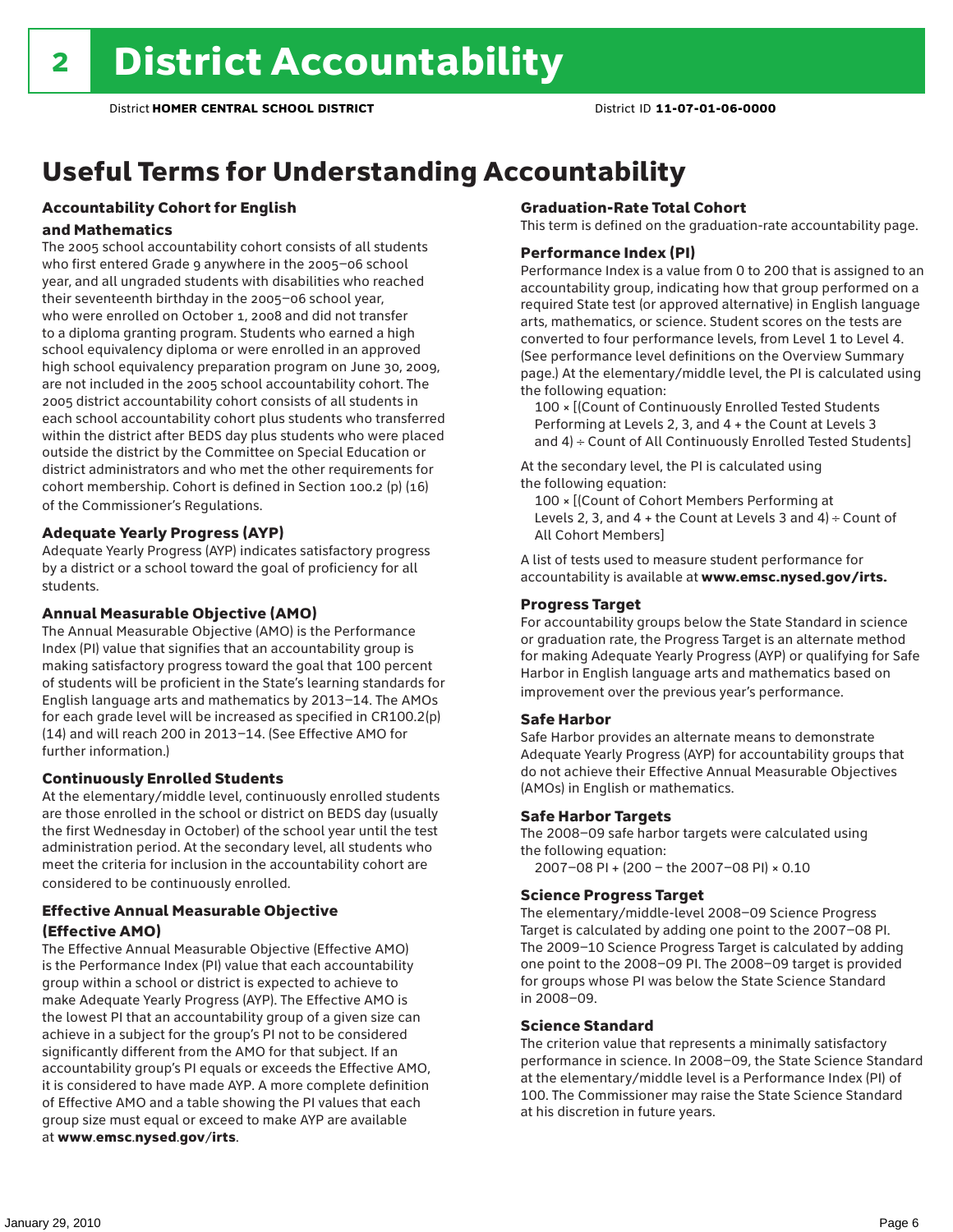# 2 District Accountability

District **HOMER CENTRAL SCHOOL DISTRICT** District ID **11-07-01-06-0000**

## Useful Terms for Understanding Accountability

### Accountability Cohort for English and Mathematics

The 2005 school accountability cohort consists of all students who first entered Grade 9 anywhere in the 2005–06 school year, and all ungraded students with disabilities who reached their seventeenth birthday in the 2005–06 school year, who were enrolled on October 1, 2008 and did not transfer to a diploma granting program. Students who earned a high school equivalency diploma or were enrolled in an approved high school equivalency preparation program on June 30, 2009, are not included in the 2005 school accountability cohort. The 2005 district accountability cohort consists of all students in each school accountability cohort plus students who transferred within the district after BEDS day plus students who were placed outside the district by the Committee on Special Education or district administrators and who met the other requirements for cohort membership. Cohort is defined in Section 100.2 (p) (16) of the Commissioner's Regulations.

### Adequate Yearly Progress (AYP)

Adequate Yearly Progress (AYP) indicates satisfactory progress by a district or a school toward the goal of proficiency for all students.

### Annual Measurable Objective (AMO)

The Annual Measurable Objective (AMO) is the Performance Index (PI) value that signifies that an accountability group is making satisfactory progress toward the goal that 100 percent of students will be proficient in the State's learning standards for English language arts and mathematics by 2013–14. The AMOs for each grade level will be increased as specified in CR100.2(p)(14) and will reach 200 in 2013–14. (See Effective AMO for further information.)

### Continuously Enrolled Students

At the elementary/middle level, continuously enrolled students are those enrolled in the school or district on BEDS day (usually the first Wednesday in October) of the school year until the test administration period. At the secondary level, all students who meet the criteria for inclusion in the accountability cohort are considered to be continuously enrolled.

### Effective Annual Measurable Objective (Effective AMO)

The Effective Annual Measurable Objective (Effective AMO) is the Performance Index (PI) value that each accountability group within a school or district is expected to achieve to make Adequate Yearly Progress (AYP). The Effective AMO is the lowest PI that an accountability group of a given size can achieve in a subject for the group's PI not to be considered significantly different from the AMO for that subject. If an accountability group's PI equals or exceeds the Effective AMO, it is considered to have made AYP. A more complete definition of Effective AMO and a table showing the PI values that each group size must equal or exceed to make AYP are available at **www.emsc.nysed.gov/irts**.

### Graduation-Rate Total Cohort

This term is defined on the graduation-rate accountability page.

### Performance Index (PI)

Performance Index is a value from 0 to 200 that is assigned to an accountability group, indicating how that group performed on a required State test (or approved alternative) in English language arts, mathematics, or science. Student scores on the tests are converted to four performance levels, from Level 1 to Level 4. (See performance level definitions on the Overview Summary page.) At the elementary/middle level, the PI is calculated using the following equation:

100 × [(Count of Continuously Enrolled Tested Students Performing at Levels 2, 3, and 4 + the Count at Levels 3 and 4) ÷ Count of All Continuously Enrolled Tested Students]

At the secondary level, the PI is calculated using the following equation:

100 × [(Count of Cohort Members Performing at Levels 2, 3, and 4 + the Count at Levels 3 and 4) ÷ Count of All Cohort Members]

A list of tests used to measure student performance for accountability is available at **www.emsc.nysed.gov/irts.**

### Progress Target

For accountability groups below the State Standard in science or graduation rate, the Progress Target is an alternate method for making Adequate Yearly Progress (AYP) or qualifying for Safe Harbor in English language arts and mathematics based on improvement over the previous year's performance.

### Safe Harbor

Safe Harbor provides an alternate means to demonstrate Adequate Yearly Progress (AYP) for accountability groups that do not achieve their Effective Annual Measurable Objectives (AMOs) in English or mathematics.

### Safe Harbor Targets

The 2008–09 safe harbor targets were calculated using the following equation:

2007–08 PI + (200 – the 2007–08 PI) × 0.10

### Science Progress Target

The elementary/middle-level 2008–09 Science Progress Target is calculated by adding one point to the 2007–08 PI. The 2009–10 Science Progress Target is calculated by adding one point to the 2008–09 PI. The 2008–09 target is provided for groups whose PI was below the State Science Standard in 2008–09.

### Science Standard

The criterion value that represents a minimally satisfactory performance in science. In 2008–09, the State Science Standard at the elementary/middle level is a Performance Index (PI) of 100. The Commissioner may raise the State Science Standard at his discretion in future years.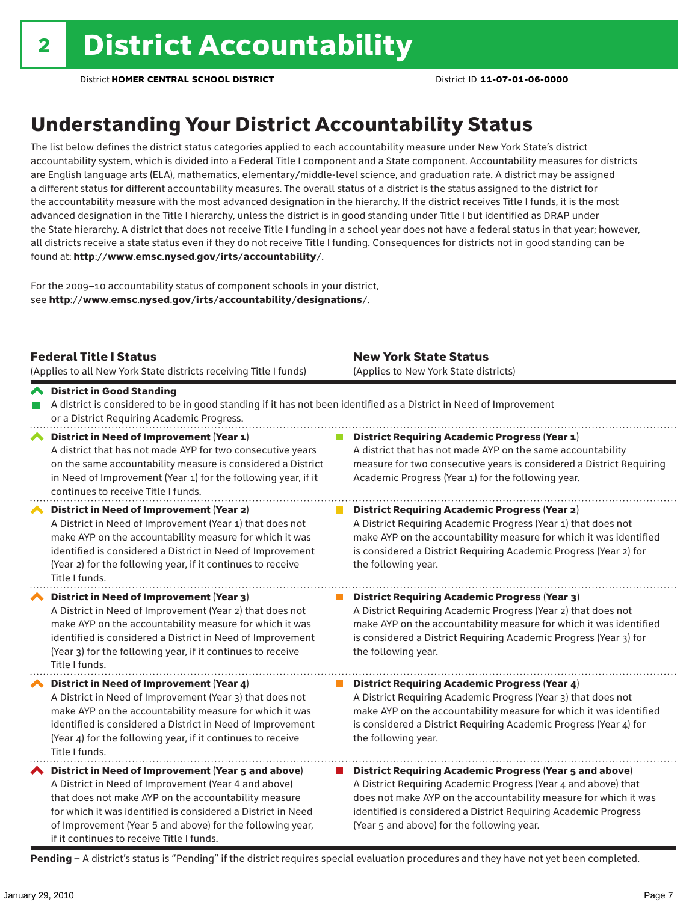# 2 District Accountability

District **HOMER CENTRAL SCHOOL DISTRICT** District ID **11-07-01-06-0000**

## Understanding Your District Accountability Status

The list below defines the district status categories applied to each accountability measure under New York State's district accountability system, which is divided into a Federal Title I component and a State component. Accountability measures for districts are English language arts (ELA), mathematics, elementary/middle-level science, and graduation rate. A district may be assigned a different status for different accountability measures. The overall status of a district is the status assigned to the district for the accountability measure with the most advanced designation in the hierarchy. If the district receives Title I funds, it is the most advanced designation in the Title I hierarchy, unless the district is in good standing under Title I but identified as DRAP under the State hierarchy. A district that does not receive Title I funding in a school year does not have a federal status in that year; however, all districts receive a state status even if they do not receive Title I funding. Consequences for districts not in good standing can be found at: **http://www.emsc.nysed.gov/irts/accountability/**.

For the 2009–10 accountability status of component schools in your district, see **http://www.emsc.nysed.gov/irts/accountability/designations/**.

| **Federal Title I Status** (Applies to all New York State districts receiving Title I funds) | **New York State Status** (Applies to New York State districts) |
|---|---|
| **District in Good Standing** A district is considered to be in good standing if it has not been identified as a District in Need of Improvement or a District Requiring Academic Progress. | |
| **District in Need of Improvement (Year 1)** A district that has not made AYP for two consecutive years on the same accountability measure is considered a District in Need of Improvement (Year 1) for the following year, if it continues to receive Title I funds. | **District Requiring Academic Progress (Year 1)** A district that has not made AYP on the same accountability measure for two consecutive years is considered a District Requiring Academic Progress (Year 1) for the following year. |
| **District in Need of Improvement (Year 2)** A District in Need of Improvement (Year 1) that does not make AYP on the accountability measure for which it was identified is considered a District in Need of Improvement (Year 2) for the following year, if it continues to receive Title I funds. | **District Requiring Academic Progress (Year 2)** A District Requiring Academic Progress (Year 1) that does not make AYP on the accountability measure for which it was identified is considered a District Requiring Academic Progress (Year 2) for the following year. |
| **District in Need of Improvement (Year 3)** A District in Need of Improvement (Year 2) that does not make AYP on the accountability measure for which it was identified is considered a District in Need of Improvement (Year 3) for the following year, if it continues to receive Title I funds. | **District Requiring Academic Progress (Year 3)** A District Requiring Academic Progress (Year 2) that does not make AYP on the accountability measure for which it was identified is considered a District Requiring Academic Progress (Year 3) for the following year. |
| **District in Need of Improvement (Year 4)** A District in Need of Improvement (Year 3) that does not make AYP on the accountability measure for which it was identified is considered a District in Need of Improvement (Year 4) for the following year, if it continues to receive Title I funds. | **District Requiring Academic Progress (Year 4)** A District Requiring Academic Progress (Year 3) that does not make AYP on the accountability measure for which it was identified is considered a District Requiring Academic Progress (Year 4) for the following year. |
| **District in Need of Improvement (Year 5 and above)** A District in Need of Improvement (Year 4 and above) that does not make AYP on the accountability measure for which it was identified is considered a District in Need of Improvement (Year 5 and above) for the following year, if it continues to receive Title I funds. | **District Requiring Academic Progress (Year 5 and above)** A District Requiring Academic Progress (Year 4 and above) that does not make AYP on the accountability measure for which it was identified is considered a District Requiring Academic Progress (Year 5 and above) for the following year. |

**Pending** – A district's status is "Pending" if the district requires special evaluation procedures and they have not yet been completed.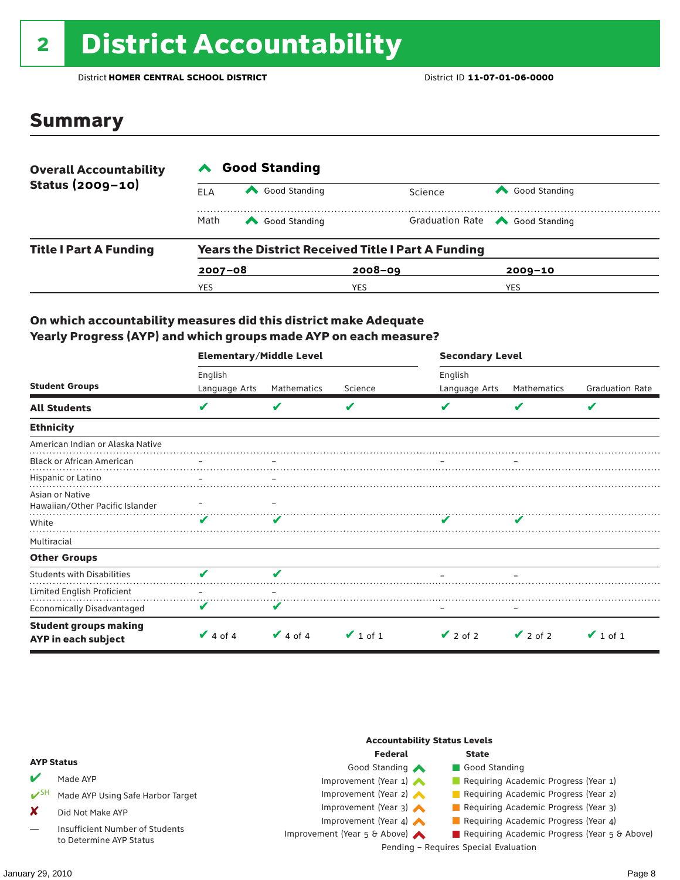# 2 District Accountability

District **HOMER CENTRAL SCHOOL DISTRICT** District ID **11-07-01-06-0000**

## Summary

**Overall Accountability Status (2009–10)**

**Good Standing**

| | | | |
|---|---|---|---|
| ELA | Good Standing | Science | Good Standing |
| Math | Good Standing | Graduation Rate | Good Standing |

**Title I Part A Funding**

**Years the District Received Title I Part A Funding**

| 2007–08 | 2008–09 | 2009–10 |
|---|---|---|
| YES | YES | YES |

### On which accountability measures did this district make Adequate Yearly Progress (AYP) and which groups made AYP on each measure?

| Student Groups | Elementary/Middle Level English Language Arts | Elementary/Middle Level Mathematics | Elementary/Middle Level Science | Secondary Level English Language Arts | Secondary Level Mathematics | Secondary Level Graduation Rate |
|---|---|---|---|---|---|---|
| **All Students** | ✔ | ✔ | ✔ | ✔ | ✔ | ✔ |
| **Ethnicity** | | | | | | |
| American Indian or Alaska Native | | | | | | |
| Black or African American | – | – | | – | – | |
| Hispanic or Latino | – | – | | | | |
| Asian or Native Hawaiian/Other Pacific Islander | – | – | | | | |
| White | ✔ | ✔ | | ✔ | ✔ | |
| Multiracial | | | | | | |
| **Other Groups** | | | | | | |
| Students with Disabilities | ✔ | ✔ | | – | – | |
| Limited English Proficient | – | – | | | | |
| Economically Disadvantaged | ✔ | ✔ | | – | – | |
| **Student groups making AYP in each subject** | ✔ 4 of 4 | ✔ 4 of 4 | ✔ 1 of 1 | ✔ 2 of 2 | ✔ 2 of 2 | ✔ 1 of 1 |

**AYP Status**

- ✔ Made AYP
- ✔SH Made AYP Using Safe Harbor Target
- ✘ Did Not Make AYP
- — Insufficient Number of Students to Determine AYP Status

**Accountability Status Levels**

| Federal | State |
|---|---|
| Good Standing | Good Standing |
| Improvement (Year 1) | Requiring Academic Progress (Year 1) |
| Improvement (Year 2) | Requiring Academic Progress (Year 2) |
| Improvement (Year 3) | Requiring Academic Progress (Year 3) |
| Improvement (Year 4) | Requiring Academic Progress (Year 4) |
| Improvement (Year 5 & Above) | Requiring Academic Progress (Year 5 & Above) |

Pending – Requires Special Evaluation

January 29, 2010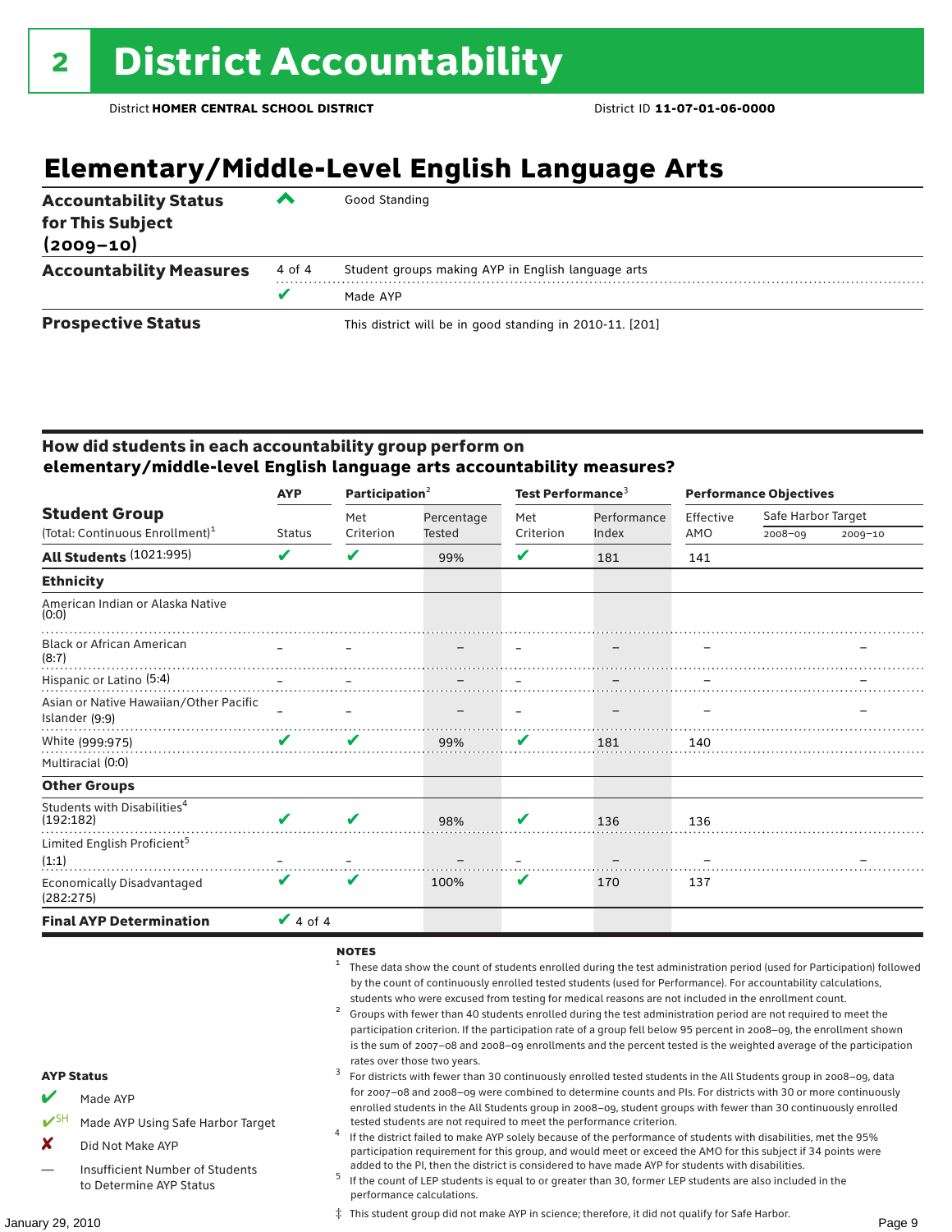# 2 District Accountability

District **HOMER CENTRAL SCHOOL DISTRICT** District ID **11-07-01-06-0000**

## Elementary/Middle-Level English Language Arts

| | | |
|---|---|---|
| **Accountability Status for This Subject (2009–10)** | ^ | Good Standing |
| **Accountability Measures** | 4 of 4 | Student groups making AYP in English language arts |
| | ✔ | Made AYP |
| **Prospective Status** | | This district will be in good standing in 2010-11. [201] |

### How did students in each accountability group perform on elementary/middle-level English language arts accountability measures?

| Student Group (Total: Continuous Enrollment)[1] | AYP | Participation[2] | | Test Performance[3] | | Performance Objectives | | |
|---|---|---|---|---|---|---|---|---|
| | Status | Met Criterion | Percentage Tested | Met Criterion | Performance Index | Effective AMO | Safe Harbor Target 2008–09 | Safe Harbor Target 2009–10 |
| **All Students** (1021:995) | ✔ | ✔ | 99% | ✔ | 181 | 141 | | |
| **Ethnicity** | | | | | | | | |
| American Indian or Alaska Native (0:0) | | | | | | | | |
| Black or African American (8:7) | – | – | – | – | – | – | | – |
| Hispanic or Latino (5:4) | – | – | – | – | – | – | | – |
| Asian or Native Hawaiian/Other Pacific Islander (9:9) | – | – | – | – | – | – | | – |
| White (999:975) | ✔ | ✔ | 99% | ✔ | 181 | 140 | | |
| Multiracial (0:0) | | | | | | | | |
| **Other Groups** | | | | | | | | |
| Students with Disabilities[4] (192:182) | ✔ | ✔ | 98% | ✔ | 136 | 136 | | |
| Limited English Proficient[5] (1:1) | – | – | – | – | – | – | | – |
| Economically Disadvantaged (282:275) | ✔ | ✔ | 100% | ✔ | 170 | 137 | | |
| **Final AYP Determination** | ✔ 4 of 4 | | | | | | | |

**AYP Status**

- ✔ Made AYP
- ✔SH Made AYP Using Safe Harbor Target
- ✘ Did Not Make AYP
- — Insufficient Number of Students to Determine AYP Status

**NOTES**

[1] These data show the count of students enrolled during the test administration period (used for Participation) followed by the count of continuously enrolled tested students (used for Performance). For accountability calculations, students who were excused from testing for medical reasons are not included in the enrollment count.

[2] Groups with fewer than 40 students enrolled during the test administration period are not required to meet the participation criterion. If the participation rate of a group fell below 95 percent in 2008–09, the enrollment shown is the sum of 2007–08 and 2008–09 enrollments and the percent tested is the weighted average of the participation rates over those two years.

[3] For districts with fewer than 30 continuously enrolled tested students in the All Students group in 2008–09, data for 2007–08 and 2008–09 were combined to determine counts and PIs. For districts with 30 or more continuously enrolled students in the All Students group in 2008–09, student groups with fewer than 30 continuously enrolled tested students are not required to meet the performance criterion.

[4] If the district failed to make AYP solely because of the performance of students with disabilities, met the 95% participation requirement for this group, and would meet or exceed the AMO for this subject if 34 points were added to the PI, then the district is considered to have made AYP for students with disabilities.

[5] If the count of LEP students is equal to or greater than 30, former LEP students are also included in the performance calculations.

‡ This student group did not make AYP in science; therefore, it did not qualify for Safe Harbor.

January 29, 2010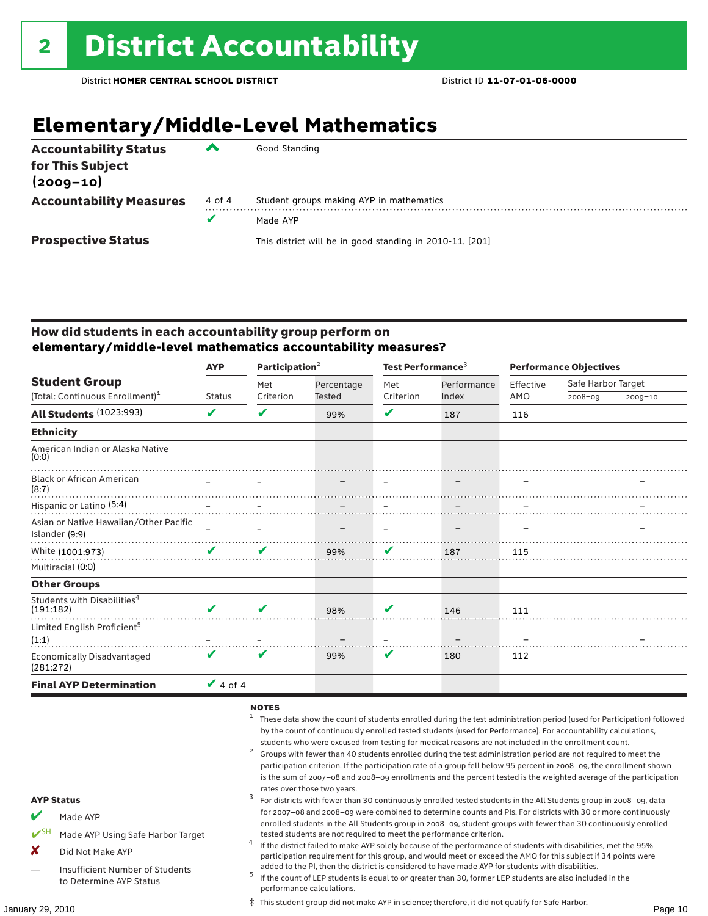# 2 District Accountability

District **HOMER CENTRAL SCHOOL DISTRICT** District ID **11-07-01-06-0000**

## Elementary/Middle-Level Mathematics

| | | |
|---|---|---|
| **Accountability Status for This Subject (2009–10)** | ^ | Good Standing |
| **Accountability Measures** | 4 of 4 | Student groups making AYP in mathematics |
| | ✔ | Made AYP |
| **Prospective Status** | | This district will be in good standing in 2010-11. [201] |

### How did students in each accountability group perform on elementary/middle-level mathematics accountability measures?

| Student Group (Total: Continuous Enrollment)[1] | AYP Status | Participation[2] Met Criterion | Participation[2] Percentage Tested | Test Performance[3] Met Criterion | Test Performance[3] Performance Index | Performance Objectives Effective AMO | Safe Harbor Target 2008–09 | Safe Harbor Target 2009–10 |
|---|---|---|---|---|---|---|---|---|
| **All Students** (1023:993) | ✔ | ✔ | 99% | ✔ | 187 | 116 | | |
| **Ethnicity** | | | | | | | | |
| American Indian or Alaska Native (0:0) | | | | | | | | |
| Black or African American (8:7) | – | – | – | – | – | – | | – |
| Hispanic or Latino (5:4) | – | – | – | – | – | – | | – |
| Asian or Native Hawaiian/Other Pacific Islander (9:9) | – | – | – | – | – | – | | – |
| White (1001:973) | ✔ | ✔ | 99% | ✔ | 187 | 115 | | |
| Multiracial (0:0) | | | | | | | | |
| **Other Groups** | | | | | | | | |
| Students with Disabilities[4] (191:182) | ✔ | ✔ | 98% | ✔ | 146 | 111 | | |
| Limited English Proficient[5] (1:1) | – | – | – | – | – | – | | – |
| Economically Disadvantaged (281:272) | ✔ | ✔ | 99% | ✔ | 180 | 112 | | |
| **Final AYP Determination** | ✔ 4 of 4 | | | | | | | |

**AYP Status**

- ✔ Made AYP
- ✔SH Made AYP Using Safe Harbor Target
- ✘ Did Not Make AYP
- — Insufficient Number of Students to Determine AYP Status

**NOTES**

1. These data show the count of students enrolled during the test administration period (used for Participation) followed by the count of continuously enrolled tested students (used for Performance). For accountability calculations, students who were excused from testing for medical reasons are not included in the enrollment count.
2. Groups with fewer than 40 students enrolled during the test administration period are not required to meet the participation criterion. If the participation rate of a group fell below 95 percent in 2008–09, the enrollment shown is the sum of 2007–08 and 2008–09 enrollments and the percent tested is the weighted average of the participation rates over those two years.
3. For districts with fewer than 30 continuously enrolled tested students in the All Students group in 2008–09, data for 2007–08 and 2008–09 were combined to determine counts and PIs. For districts with 30 or more continuously enrolled students in the All Students group in 2008–09, student groups with fewer than 30 continuously enrolled tested students are not required to meet the performance criterion.
4. If the district failed to make AYP solely because of the performance of students with disabilities, met the 95% participation requirement for this group, and would meet or exceed the AMO for this subject if 34 points were added to the PI, then the district is considered to have made AYP for students with disabilities.
5. If the count of LEP students is equal to or greater than 30, former LEP students are also included in the performance calculations.

‡ This student group did not make AYP in science; therefore, it did not qualify for Safe Harbor.

January 29, 2010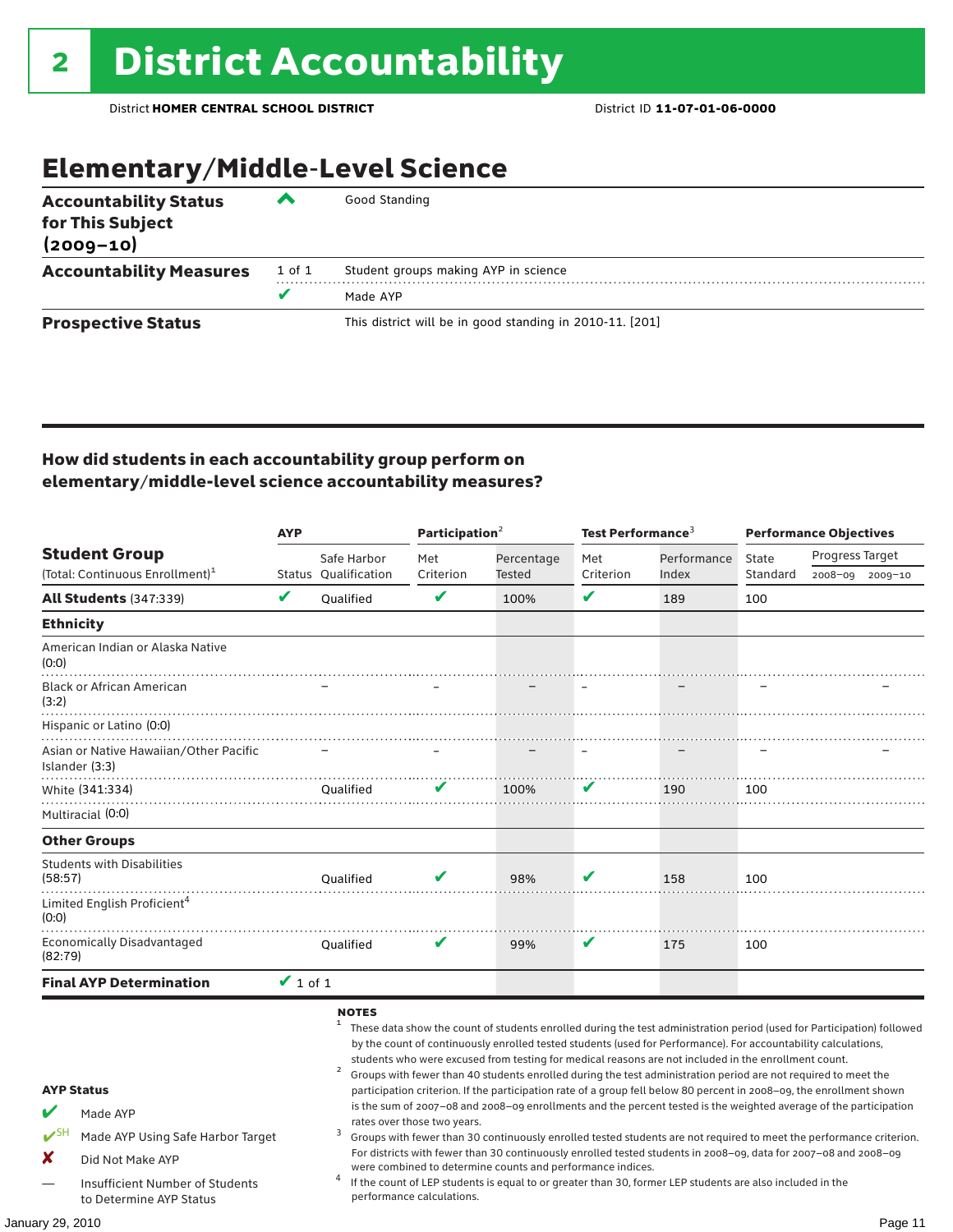# 2 District Accountability

District **HOMER CENTRAL SCHOOL DISTRICT** District ID **11-07-01-06-0000**

## Elementary/Middle-Level Science

| | | |
|---|---|---|
| **Accountability Status for This Subject (2009–10)** | ^ | Good Standing |
| **Accountability Measures** | 1 of 1 | Student groups making AYP in science |
| | ✔ | Made AYP |
| **Prospective Status** | | This district will be in good standing in 2010-11. [201] |

### How did students in each accountability group perform on elementary/middle-level science accountability measures?

| Student Group (Total: Continuous Enrollment)[1] | AYP | | Participation[2] | | Test Performance[3] | | Performance Objectives | | |
|---|---|---|---|---|---|---|---|---|---|
| | Status | Safe Harbor Qualification | Met Criterion | Percentage Tested | Met Criterion | Performance Index | State Standard | Progress Target 2008–09 | Progress Target 2009–10 |
| **All Students** (347:339) | ✔ | Qualified | ✔ | 100% | ✔ | 189 | 100 | | |
| **Ethnicity** | | | | | | | | | |
| American Indian or Alaska Native (0:0) | | | | | | | | | |
| Black or African American (3:2) | | – | – | – | – | – | – | | – |
| Hispanic or Latino (0:0) | | | | | | | | | |
| Asian or Native Hawaiian/Other Pacific Islander (3:3) | | – | – | – | – | – | – | | – |
| White (341:334) | | Qualified | ✔ | 100% | ✔ | 190 | 100 | | |
| Multiracial (0:0) | | | | | | | | | |
| **Other Groups** | | | | | | | | | |
| Students with Disabilities (58:57) | | Qualified | ✔ | 98% | ✔ | 158 | 100 | | |
| Limited English Proficient[4] (0:0) | | | | | | | | | |
| Economically Disadvantaged (82:79) | | Qualified | ✔ | 99% | ✔ | 175 | 100 | | |
| **Final AYP Determination** | ✔ 1 of 1 | | | | | | | | |

**AYP Status**

- ✔ Made AYP
- ✔SH Made AYP Using Safe Harbor Target
- ✘ Did Not Make AYP
- — Insufficient Number of Students to Determine AYP Status

**NOTES**

1. These data show the count of students enrolled during the test administration period (used for Participation) followed by the count of continuously enrolled tested students (used for Performance). For accountability calculations, students who were excused from testing for medical reasons are not included in the enrollment count.
2. Groups with fewer than 40 students enrolled during the test administration period are not required to meet the participation criterion. If the participation rate of a group fell below 80 percent in 2008–09, the enrollment shown is the sum of 2007–08 and 2008–09 enrollments and the percent tested is the weighted average of the participation rates over those two years.
3. Groups with fewer than 30 continuously enrolled tested students are not required to meet the performance criterion. For districts with fewer than 30 continuously enrolled tested students in 2008–09, data for 2007–08 and 2008–09 were combined to determine counts and performance indices.
4. If the count of LEP students is equal to or greater than 30, former LEP students are also included in the performance calculations.

January 29, 2010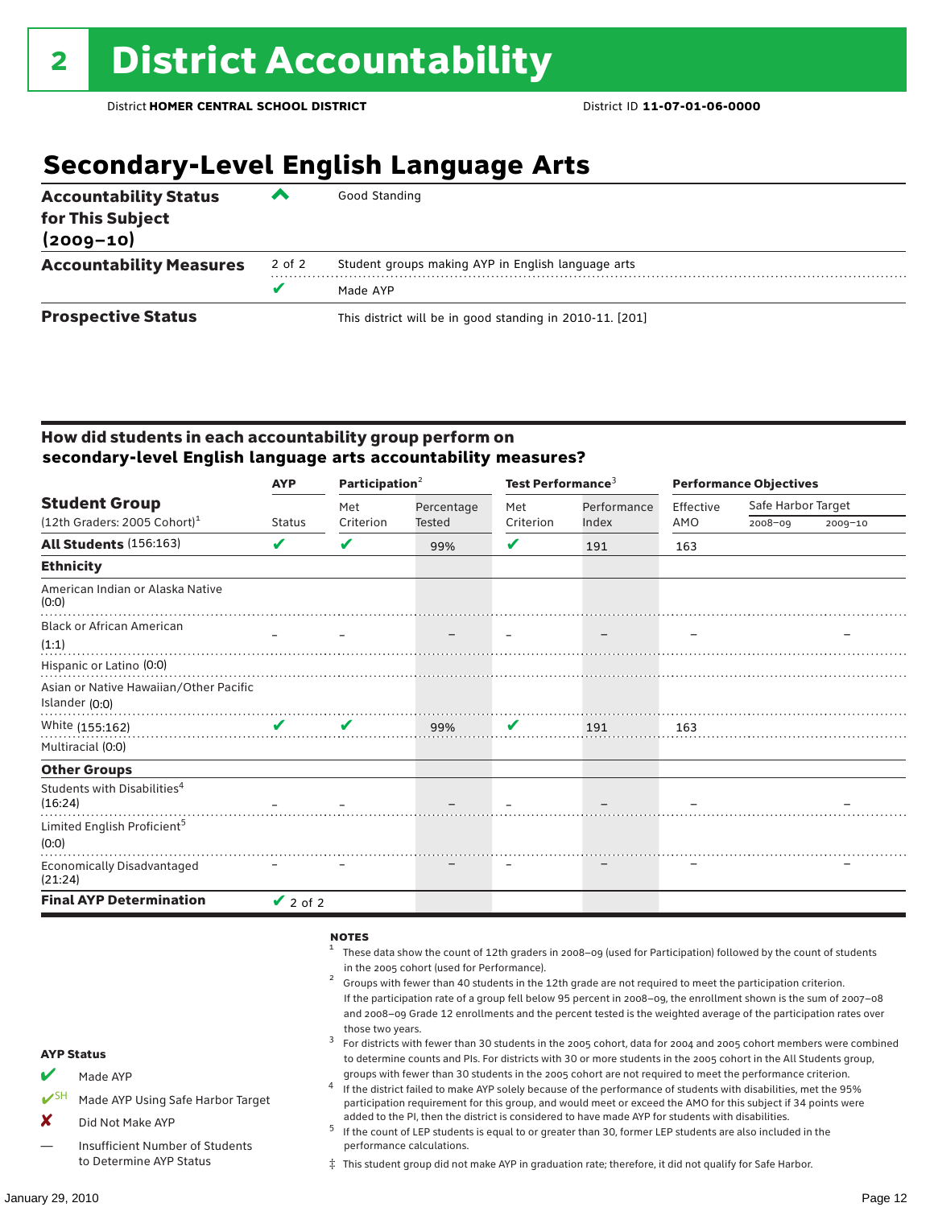# 2 District Accountability

District **HOMER CENTRAL SCHOOL DISTRICT** District ID **11-07-01-06-0000**

## Secondary-Level English Language Arts

| | | |
|---|---|---|
| **Accountability Status for This Subject (2009–10)** | ^ | Good Standing |
| **Accountability Measures** | 2 of 2 | Student groups making AYP in English language arts |
| | ✔ | Made AYP |
| **Prospective Status** | | This district will be in good standing in 2010-11. [201] |

### How did students in each accountability group perform on secondary-level English language arts accountability measures?

| Student Group (12th Graders: 2005 Cohort)[1] | AYP | Participation[2] | | Test Performance[3] | | Performance Objectives | | |
|---|---|---|---|---|---|---|---|---|
| | Status | Met Criterion | Percentage Tested | Met Criterion | Performance Index | Effective AMO | Safe Harbor Target 2008–09 | Safe Harbor Target 2009–10 |
| **All Students** (156:163) | ✔ | ✔ | 99% | ✔ | 191 | 163 | | |
| **Ethnicity** | | | | | | | | |
| American Indian or Alaska Native (0:0) | | | | | | | | |
| Black or African American (1:1) | – | – | – | – | – | – | | – |
| Hispanic or Latino (0:0) | | | | | | | | |
| Asian or Native Hawaiian/Other Pacific Islander (0:0) | | | | | | | | |
| White (155:162) | ✔ | ✔ | 99% | ✔ | 191 | 163 | | |
| Multiracial (0:0) | | | | | | | | |
| **Other Groups** | | | | | | | | |
| Students with Disabilities[4] (16:24) | – | – | – | – | – | – | | – |
| Limited English Proficient[5] (0:0) | | | | | | | | |
| Economically Disadvantaged (21:24) | – | – | – | – | – | – | | – |
| **Final AYP Determination** | ✔ 2 of 2 | | | | | | | |

**NOTES**

1. These data show the count of 12th graders in 2008–09 (used for Participation) followed by the count of students in the 2005 cohort (used for Performance).
2. Groups with fewer than 40 students in the 12th grade are not required to meet the participation criterion. If the participation rate of a group fell below 95 percent in 2008–09, the enrollment shown is the sum of 2007–08 and 2008–09 Grade 12 enrollments and the percent tested is the weighted average of the participation rates over those two years.
3. For districts with fewer than 30 students in the 2005 cohort, data for 2004 and 2005 cohort members were combined to determine counts and PIs. For districts with 30 or more students in the 2005 cohort in the All Students group, groups with fewer than 30 students in the 2005 cohort are not required to meet the performance criterion.
4. If the district failed to make AYP solely because of the performance of students with disabilities, met the 95% participation requirement for this group, and would meet or exceed the AMO for this subject if 34 points were added to the PI, then the district is considered to have made AYP for students with disabilities.
5. If the count of LEP students is equal to or greater than 30, former LEP students are also included in the performance calculations.

‡ This student group did not make AYP in graduation rate; therefore, it did not qualify for Safe Harbor.

**AYP Status**

- ✔ Made AYP
- ✔SH Made AYP Using Safe Harbor Target
- ✘ Did Not Make AYP
- — Insufficient Number of Students to Determine AYP Status

January 29, 2010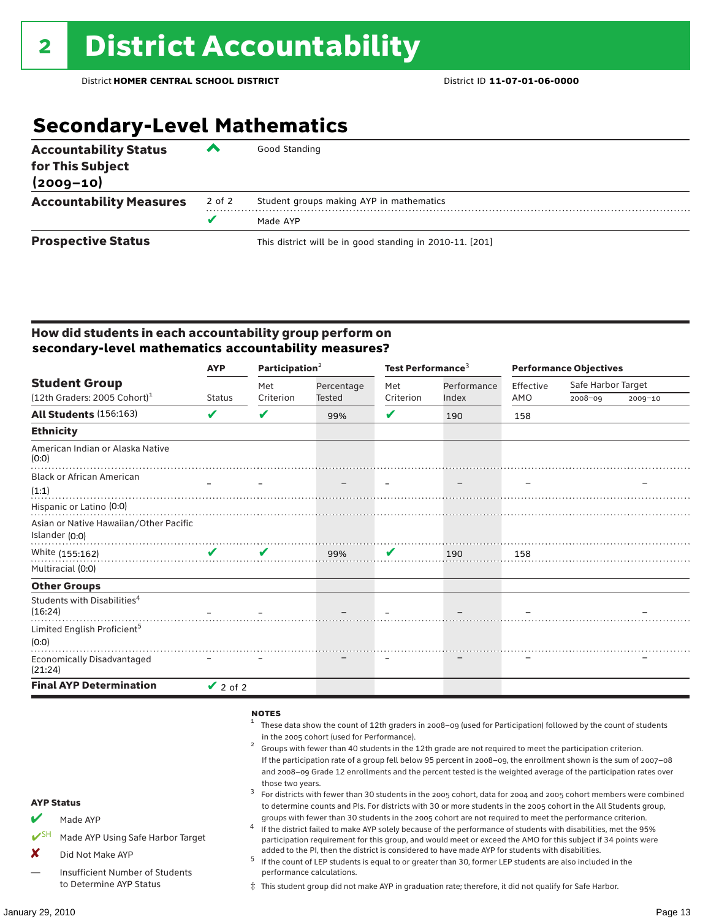# 2 District Accountability

District **HOMER CENTRAL SCHOOL DISTRICT** District ID **11-07-01-06-0000**

## Secondary-Level Mathematics

| | | |
|---|---|---|
| **Accountability Status for This Subject (2009–10)** | ^ | Good Standing |
| **Accountability Measures** | 2 of 2 | Student groups making AYP in mathematics |
| | ✔ | Made AYP |
| **Prospective Status** | | This district will be in good standing in 2010-11. [201] |

### How did students in each accountability group perform on secondary-level mathematics accountability measures?

| Student Group (12th Graders: 2005 Cohort)[1] | AYP Status | Participation[2] Met Criterion | Participation[2] Percentage Tested | Test Performance[3] Met Criterion | Test Performance[3] Performance Index | Performance Objectives Effective AMO | Safe Harbor Target 2008–09 | Safe Harbor Target 2009–10 |
|---|---|---|---|---|---|---|---|---|
| **All Students** (156:163) | ✔ | ✔ | 99% | ✔ | 190 | 158 | | |
| **Ethnicity** | | | | | | | | |
| American Indian or Alaska Native (0:0) | | | | | | | | |
| Black or African American (1:1) | – | – | – | – | – | – | | – |
| Hispanic or Latino (0:0) | | | | | | | | |
| Asian or Native Hawaiian/Other Pacific Islander (0:0) | | | | | | | | |
| White (155:162) | ✔ | ✔ | 99% | ✔ | 190 | 158 | | |
| Multiracial (0:0) | | | | | | | | |
| **Other Groups** | | | | | | | | |
| Students with Disabilities[4] (16:24) | – | – | – | – | – | – | | – |
| Limited English Proficient[5] (0:0) | | | | | | | | |
| Economically Disadvantaged (21:24) | – | – | – | – | – | – | | – |
| **Final AYP Determination** | ✔ 2 of 2 | | | | | | | |

**NOTES**

1. These data show the count of 12th graders in 2008–09 (used for Participation) followed by the count of students in the 2005 cohort (used for Performance).
2. Groups with fewer than 40 students in the 12th grade are not required to meet the participation criterion. If the participation rate of a group fell below 95 percent in 2008–09, the enrollment shown is the sum of 2007–08 and 2008–09 Grade 12 enrollments and the percent tested is the weighted average of the participation rates over those two years.
3. For districts with fewer than 30 students in the 2005 cohort, data for 2004 and 2005 cohort members were combined to determine counts and PIs. For districts with 30 or more students in the 2005 cohort in the All Students group, groups with fewer than 30 students in the 2005 cohort are not required to meet the performance criterion.
4. If the district failed to make AYP solely because of the performance of students with disabilities, met the 95% participation requirement for this group, and would meet or exceed the AMO for this subject if 34 points were added to the PI, then the district is considered to have made AYP for students with disabilities.
5. If the count of LEP students is equal to or greater than 30, former LEP students are also included in the performance calculations.

‡ This student group did not make AYP in graduation rate; therefore, it did not qualify for Safe Harbor.

**AYP Status**

- ✔ Made AYP
- ✔SH Made AYP Using Safe Harbor Target
- ✘ Did Not Make AYP
- — Insufficient Number of Students to Determine AYP Status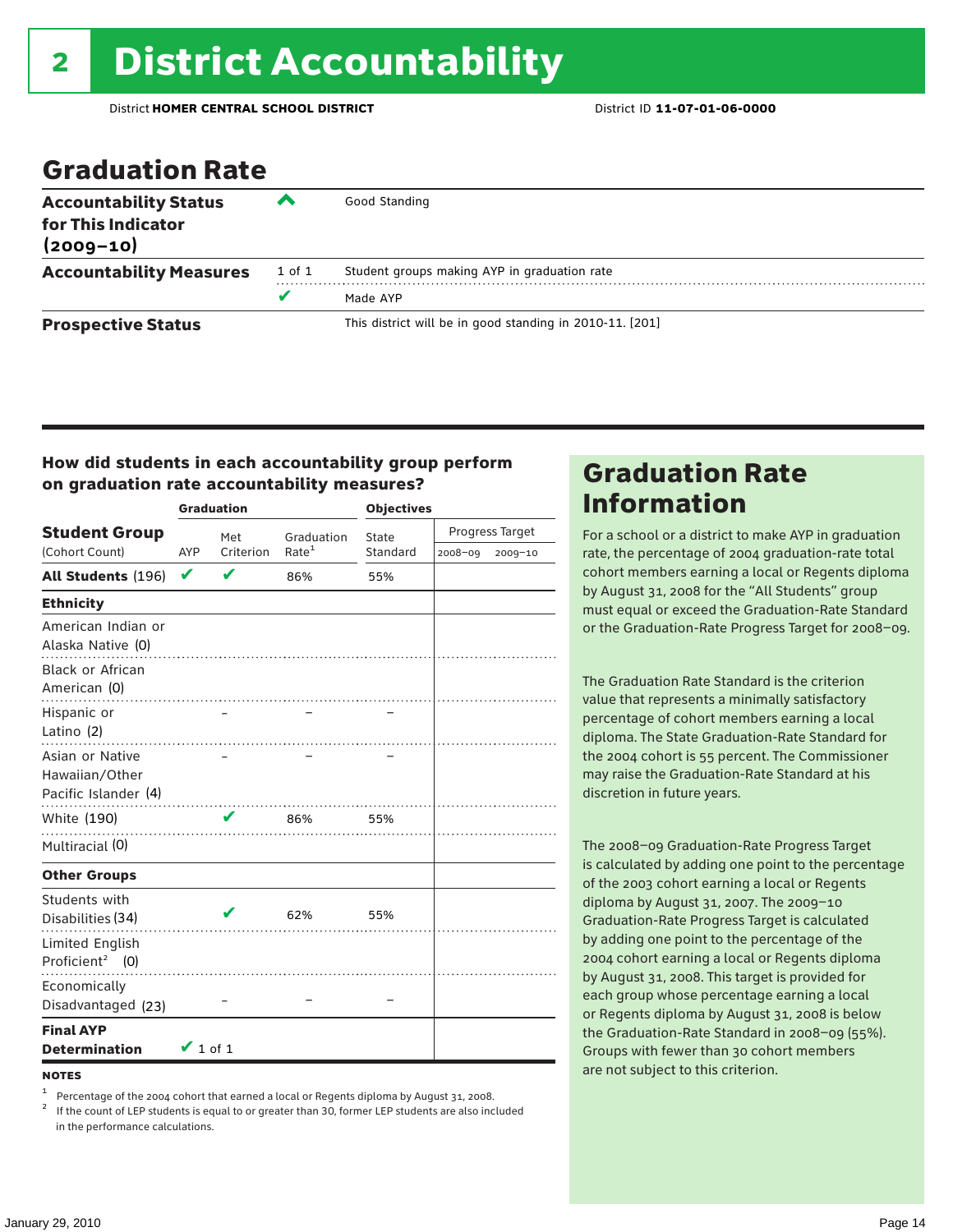# 2 District Accountability

District **HOMER CENTRAL SCHOOL DISTRICT** District ID **11-07-01-06-0000**

## Graduation Rate

| | | |
|---|---|---|
| **Accountability Status for This Indicator (2009–10)** | ^ | Good Standing |
| **Accountability Measures** | 1 of 1 | Student groups making AYP in graduation rate |
| | ✔ | Made AYP |
| **Prospective Status** | | This district will be in good standing in 2010-11. [201] |

### How did students in each accountability group perform on graduation rate accountability measures?

| Student Group (Cohort Count) | Graduation AYP | Met Criterion | Graduation Rate[1] | Objectives State Standard | Progress Target 2008–09 | Progress Target 2009–10 |
|---|---|---|---|---|---|---|
| **All Students** (196) | ✔ | ✔ | 86% | 55% | | |
| **Ethnicity** | | | | | | |
| American Indian or Alaska Native (0) | | | | | | |
| Black or African American (0) | | | | | | |
| Hispanic or Latino (2) | | – | – | – | | |
| Asian or Native Hawaiian/Other Pacific Islander (4) | | – | – | – | | |
| White (190) | | ✔ | 86% | 55% | | |
| Multiracial (0) | | | | | | |
| **Other Groups** | | | | | | |
| Students with Disabilities (34) | | ✔ | 62% | 55% | | |
| Limited English Proficient[2] (0) | | | | | | |
| Economically Disadvantaged (23) | | – | – | – | | |
| **Final AYP Determination** | ✔ 1 of 1 | | | | | |

**NOTES**

[1] Percentage of the 2004 cohort that earned a local or Regents diploma by August 31, 2008.

[2] If the count of LEP students is equal to or greater than 30, former LEP students are also included in the performance calculations.

## Graduation Rate Information

For a school or a district to make AYP in graduation rate, the percentage of 2004 graduation-rate total cohort members earning a local or Regents diploma by August 31, 2008 for the "All Students" group must equal or exceed the Graduation-Rate Standard or the Graduation-Rate Progress Target for 2008–09.

The Graduation Rate Standard is the criterion value that represents a minimally satisfactory percentage of cohort members earning a local diploma. The State Graduation-Rate Standard for the 2004 cohort is 55 percent. The Commissioner may raise the Graduation-Rate Standard at his discretion in future years.

The 2008–09 Graduation-Rate Progress Target is calculated by adding one point to the percentage of the 2003 cohort earning a local or Regents diploma by August 31, 2007. The 2009–10 Graduation-Rate Progress Target is calculated by adding one point to the percentage of the 2004 cohort earning a local or Regents diploma by August 31, 2008. This target is provided for each group whose percentage earning a local or Regents diploma by August 31, 2008 is below the Graduation-Rate Standard in 2008–09 (55%). Groups with fewer than 30 cohort members are not subject to this criterion.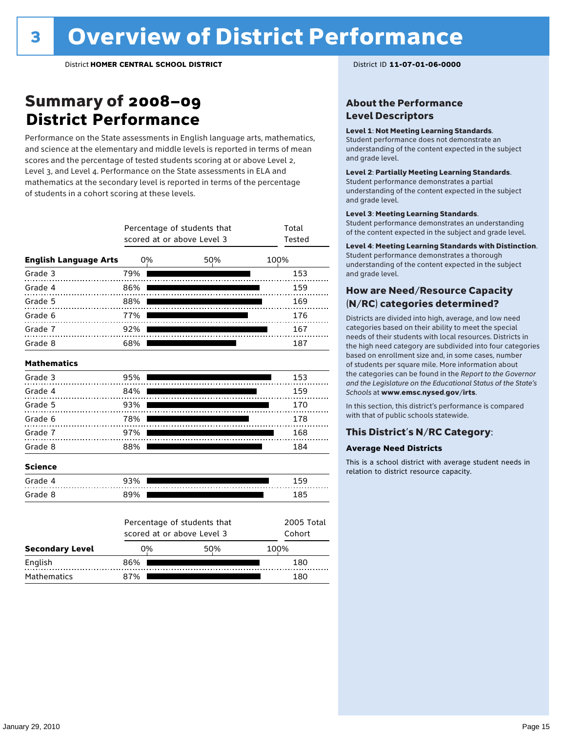# 3 Overview of District Performance

District **HOMER CENTRAL SCHOOL DISTRICT**

District ID **11-07-01-06-0000**

## Summary of 2008–09 District Performance

Performance on the State assessments in English language arts, mathematics, and science at the elementary and middle levels is reported in terms of mean scores and the percentage of tested students scoring at or above Level 2, Level 3, and Level 4. Performance on the State assessments in ELA and mathematics at the secondary level is reported in terms of the percentage of students in a cohort scoring at these levels.

| | Percentage of students that scored at or above Level 3 | Total Tested |
|---|---|---|
| **English Language Arts** | | |
| Grade 3 | 79% | 153 |
| Grade 4 | 86% | 159 |
| Grade 5 | 88% | 169 |
| Grade 6 | 77% | 176 |
| Grade 7 | 92% | 167 |
| Grade 8 | 68% | 187 |
| **Mathematics** | | |
| Grade 3 | 95% | 153 |
| Grade 4 | 84% | 159 |
| Grade 5 | 93% | 170 |
| Grade 6 | 78% | 178 |
| Grade 7 | 97% | 168 |
| Grade 8 | 88% | 184 |
| **Science** | | |
| Grade 4 | 93% | 159 |
| Grade 8 | 89% | 185 |

| **Secondary Level** | Percentage of students that scored at or above Level 3 | 2005 Total Cohort |
|---|---|---|
| English | 86% | 180 |
| Mathematics | 87% | 180 |

## About the Performance Level Descriptors

**Level 1: Not Meeting Learning Standards.** Student performance does not demonstrate an understanding of the content expected in the subject and grade level.

**Level 2: Partially Meeting Learning Standards.** Student performance demonstrates a partial understanding of the content expected in the subject and grade level.

**Level 3: Meeting Learning Standards.** Student performance demonstrates an understanding of the content expected in the subject and grade level.

**Level 4: Meeting Learning Standards with Distinction.** Student performance demonstrates a thorough understanding of the content expected in the subject and grade level.

## How are Need/Resource Capacity (N/RC) categories determined?

Districts are divided into high, average, and low need categories based on their ability to meet the special needs of their students with local resources. Districts in the high need category are subdivided into four categories based on enrollment size and, in some cases, number of students per square mile. More information about the categories can be found in the *Report to the Governor and the Legislature on the Educational Status of the State's Schools* at **www.emsc.nysed.gov/irts**.

In this section, this district's performance is compared with that of public schools statewide.

## This District's N/RC Category:

**Average Need Districts**

This is a school district with average student needs in relation to district resource capacity.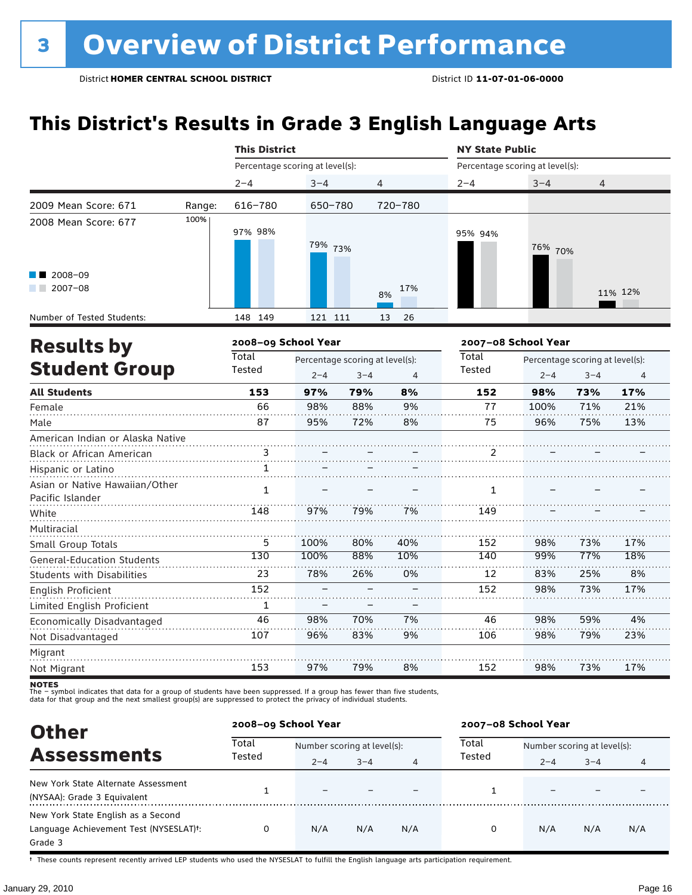# 3 Overview of District Performance

District **HOMER CENTRAL SCHOOL DISTRICT** District ID **11-07-01-06-0000**

## This District's Results in Grade 3 English Language Arts

| | | This District | | | NY State Public | | |
|---|---|---|---|---|---|---|---|
| | | Percentage scoring at level(s): | | | Percentage scoring at level(s): | | |
| | | 2–4 | 3–4 | 4 | 2–4 | 3–4 | 4 |
| 2009 Mean Score: 671 | Range: | 616–780 | 650–780 | 720–780 | | | |
| 2008 Mean Score: 677 | 2008–09 | 97% | 79% | 8% | 95% | 76% | 11% |
| | 2007–08 | 98% | 73% | 17% | 94% | 70% | 12% |
| Number of Tested Students: | 2008–09 | 148 | 121 | 13 | | | |
| | 2007–08 | 149 | 111 | 26 | | | |

## Results by Student Group

| | 2008–09 School Year | | | | 2007–08 School Year | | | |
|---|---|---|---|---|---|---|---|---|
| | Total Tested | Percentage scoring at level(s): | | | Total Tested | Percentage scoring at level(s): | | |
| | | 2–4 | 3–4 | 4 | | 2–4 | 3–4 | 4 |
| **All Students** | **153** | **97%** | **79%** | **8%** | **152** | **98%** | **73%** | **17%** |
| Female | 66 | 98% | 88% | 9% | 77 | 100% | 71% | 21% |
| Male | 87 | 95% | 72% | 8% | 75 | 96% | 75% | 13% |
| American Indian or Alaska Native | | | | | | | | |
| Black or African American | 3 | – | – | – | 2 | – | – | – |
| Hispanic or Latino | 1 | – | – | – | | | | |
| Asian or Native Hawaiian/Other Pacific Islander | 1 | – | – | – | 1 | – | – | – |
| White | 148 | 97% | 79% | 7% | 149 | – | – | – |
| Multiracial | | | | | | | | |
| Small Group Totals | 5 | 100% | 80% | 40% | 152 | 98% | 73% | 17% |
| General-Education Students | 130 | 100% | 88% | 10% | 140 | 99% | 77% | 18% |
| Students with Disabilities | 23 | 78% | 26% | 0% | 12 | 83% | 25% | 8% |
| English Proficient | 152 | – | – | – | 152 | 98% | 73% | 17% |
| Limited English Proficient | 1 | – | – | – | | | | |
| Economically Disadvantaged | 46 | 98% | 70% | 7% | 46 | 98% | 59% | 4% |
| Not Disadvantaged | 107 | 96% | 83% | 9% | 106 | 98% | 79% | 23% |
| Migrant | | | | | | | | |
| Not Migrant | 153 | 97% | 79% | 8% | 152 | 98% | 73% | 17% |

**NOTES**
The – symbol indicates that data for a group of students have been suppressed. If a group has fewer than five students, data for that group and the next smallest group(s) are suppressed to protect the privacy of individual students.

## Other Assessments

| | 2008–09 School Year | | | | 2007–08 School Year | | | |
|---|---|---|---|---|---|---|---|---|
| | Total Tested | Number scoring at level(s): | | | Total Tested | Number scoring at level(s): | | |
| | | 2–4 | 3–4 | 4 | | 2–4 | 3–4 | 4 |
| New York State Alternate Assessment (NYSAA): Grade 3 Equivalent | 1 | – | – | – | 1 | – | – | – |
| New York State English as a Second Language Achievement Test (NYSESLAT)†: Grade 3 | 0 | N/A | N/A | N/A | 0 | N/A | N/A | N/A |

† These counts represent recently arrived LEP students who used the NYSESLAT to fulfill the English language arts participation requirement.

January 29, 2010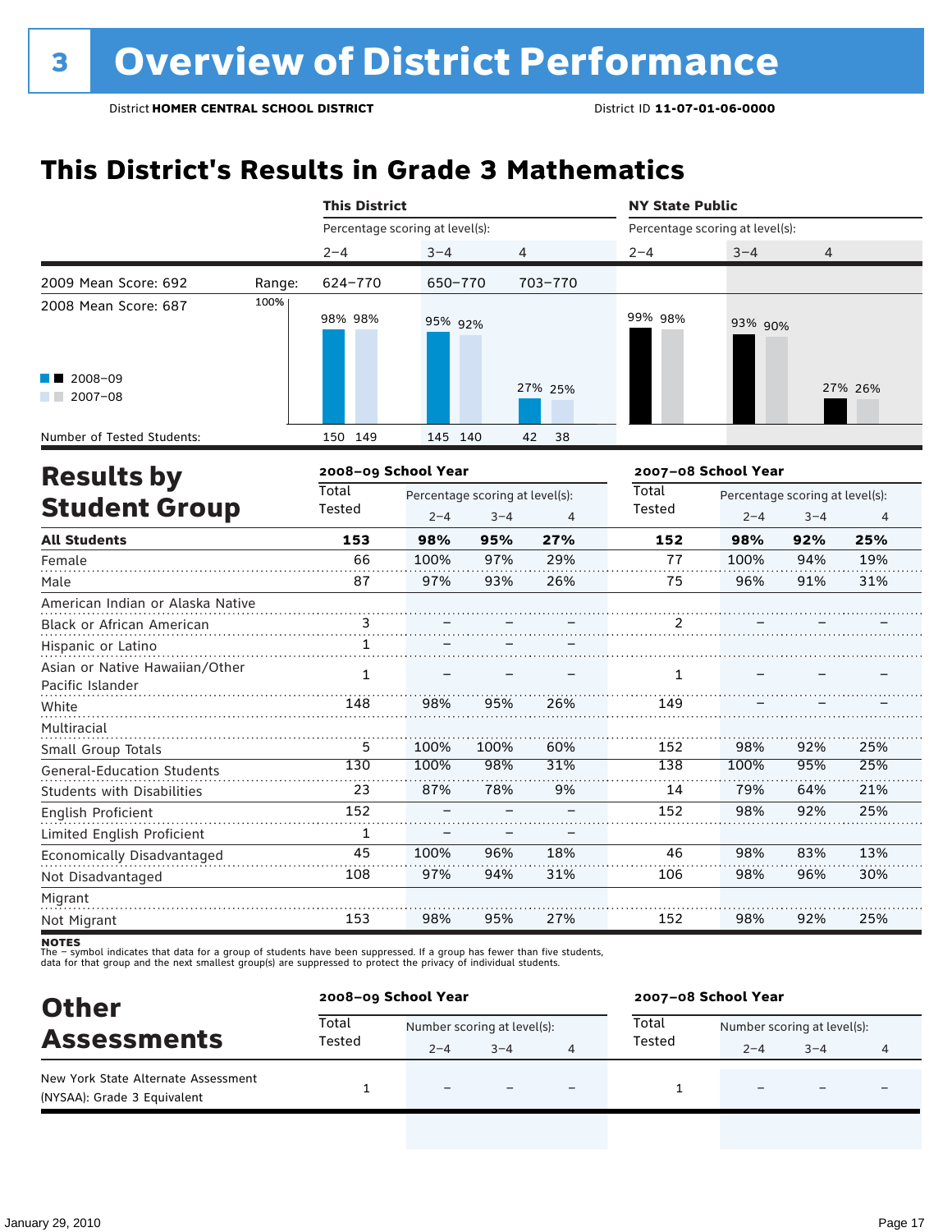# 3 Overview of District Performance

District **HOMER CENTRAL SCHOOL DISTRICT** District ID **11-07-01-06-0000**

## This District's Results in Grade 3 Mathematics

| | | This District | | | NY State Public | | |
|---|---|---|---|---|---|---|---|
| | | Percentage scoring at level(s): | | | Percentage scoring at level(s): | | |
| | | 2–4 | 3–4 | 4 | 2–4 | 3–4 | 4 |
| 2009 Mean Score: 692 | Range: | 624–770 | 650–770 | 703–770 | | | |
| 2008 Mean Score: 687 | | | | | | | |
| 2008–09 | | 98% | 95% | 27% | 99% | 93% | 27% |
| 2007–08 | | 98% | 92% | 25% | 98% | 90% | 26% |
| Number of Tested Students: 2008–09 | | 150 | 145 | 42 | | | |
| Number of Tested Students: 2007–08 | | 149 | 140 | 38 | | | |

## Results by Student Group

| | 2008–09 School Year | | | | 2007–08 School Year | | | |
|---|---|---|---|---|---|---|---|---|
| | Total Tested | Percentage scoring at level(s): 2–4 | 3–4 | 4 | Total Tested | Percentage scoring at level(s): 2–4 | 3–4 | 4 |
| **All Students** | **153** | **98%** | **95%** | **27%** | **152** | **98%** | **92%** | **25%** |
| Female | 66 | 100% | 97% | 29% | 77 | 100% | 94% | 19% |
| Male | 87 | 97% | 93% | 26% | 75 | 96% | 91% | 31% |
| American Indian or Alaska Native | | | | | | | | |
| Black or African American | 3 | – | – | – | 2 | – | – | – |
| Hispanic or Latino | 1 | – | – | – | | | | |
| Asian or Native Hawaiian/Other Pacific Islander | 1 | – | – | – | 1 | – | – | – |
| White | 148 | 98% | 95% | 26% | 149 | – | – | – |
| Multiracial | | | | | | | | |
| Small Group Totals | 5 | 100% | 100% | 60% | 152 | 98% | 92% | 25% |
| General-Education Students | 130 | 100% | 98% | 31% | 138 | 100% | 95% | 25% |
| Students with Disabilities | 23 | 87% | 78% | 9% | 14 | 79% | 64% | 21% |
| English Proficient | 152 | – | – | – | 152 | 98% | 92% | 25% |
| Limited English Proficient | 1 | – | – | – | | | | |
| Economically Disadvantaged | 45 | 100% | 96% | 18% | 46 | 98% | 83% | 13% |
| Not Disadvantaged | 108 | 97% | 94% | 31% | 106 | 98% | 96% | 30% |
| Migrant | | | | | | | | |
| Not Migrant | 153 | 98% | 95% | 27% | 152 | 98% | 92% | 25% |

**NOTES**
The – symbol indicates that data for a group of students have been suppressed. If a group has fewer than five students, data for that group and the next smallest group(s) are suppressed to protect the privacy of individual students.

## Other Assessments

| | 2008–09 School Year | | | | 2007–08 School Year | | | |
|---|---|---|---|---|---|---|---|---|
| | Total Tested | Number scoring at level(s): 2–4 | 3–4 | 4 | Total Tested | Number scoring at level(s): 2–4 | 3–4 | 4 |
| New York State Alternate Assessment (NYSAA): Grade 3 Equivalent | 1 | – | – | – | 1 | – | – | – |

January 29, 2010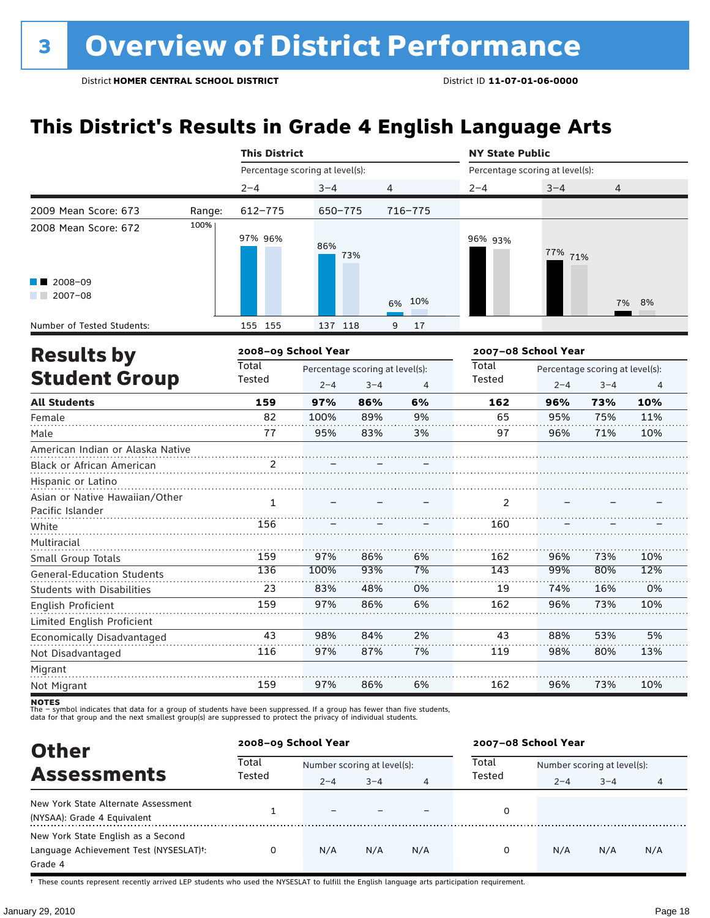# 3 Overview of District Performance

District **HOMER CENTRAL SCHOOL DISTRICT** District ID **11-07-01-06-0000**

## This District's Results in Grade 4 English Language Arts

| | | This District | | | NY State Public | | |
|---|---|---|---|---|---|---|---|
| | | Percentage scoring at level(s): | | | Percentage scoring at level(s): | | |
| | | 2–4 | 3–4 | 4 | 2–4 | 3–4 | 4 |
| 2009 Mean Score: 673 | Range: | 612–775 | 650–775 | 716–775 | | | |
| 2008 Mean Score: 672 | | | | | | | |
| 2008–09 | | 97% | 86% | 6% | 96% | 77% | 7% |
| 2007–08 | | 96% | 73% | 10% | 93% | 71% | 8% |
| Number of Tested Students: 2008–09 | | 155 | 137 | 9 | | | |
| Number of Tested Students: 2007–08 | | 155 | 118 | 17 | | | |

## Results by Student Group

| | 2008–09 School Year | | | | 2007–08 School Year | | | |
|---|---|---|---|---|---|---|---|---|
| | Total Tested | Percentage scoring at level(s): | | | Total Tested | Percentage scoring at level(s): | | |
| | | 2–4 | 3–4 | 4 | | 2–4 | 3–4 | 4 |
| **All Students** | **159** | **97%** | **86%** | **6%** | **162** | **96%** | **73%** | **10%** |
| Female | 82 | 100% | 89% | 9% | 65 | 95% | 75% | 11% |
| Male | 77 | 95% | 83% | 3% | 97 | 96% | 71% | 10% |
| American Indian or Alaska Native | | | | | | | | |
| Black or African American | 2 | – | – | – | | | | |
| Hispanic or Latino | | | | | | | | |
| Asian or Native Hawaiian/Other Pacific Islander | 1 | – | – | – | 2 | – | – | – |
| White | 156 | – | – | – | 160 | – | – | – |
| Multiracial | | | | | | | | |
| Small Group Totals | 159 | 97% | 86% | 6% | 162 | 96% | 73% | 10% |
| General-Education Students | 136 | 100% | 93% | 7% | 143 | 99% | 80% | 12% |
| Students with Disabilities | 23 | 83% | 48% | 0% | 19 | 74% | 16% | 0% |
| English Proficient | 159 | 97% | 86% | 6% | 162 | 96% | 73% | 10% |
| Limited English Proficient | | | | | | | | |
| Economically Disadvantaged | 43 | 98% | 84% | 2% | 43 | 88% | 53% | 5% |
| Not Disadvantaged | 116 | 97% | 87% | 7% | 119 | 98% | 80% | 13% |
| Migrant | | | | | | | | |
| Not Migrant | 159 | 97% | 86% | 6% | 162 | 96% | 73% | 10% |

**NOTES**
The – symbol indicates that data for a group of students have been suppressed. If a group has fewer than five students, data for that group and the next smallest group(s) are suppressed to protect the privacy of individual students.

## Other Assessments

| | 2008–09 School Year | | | | 2007–08 School Year | | | |
|---|---|---|---|---|---|---|---|---|
| | Total Tested | Number scoring at level(s): | | | Total Tested | Number scoring at level(s): | | |
| | | 2–4 | 3–4 | 4 | | 2–4 | 3–4 | 4 |
| New York State Alternate Assessment (NYSAA): Grade 4 Equivalent | 1 | – | – | – | 0 | | | |
| New York State English as a Second Language Achievement Test (NYSESLAT)†: Grade 4 | 0 | N/A | N/A | N/A | 0 | N/A | N/A | N/A |

† These counts represent recently arrived LEP students who used the NYSESLAT to fulfill the English language arts participation requirement.

January 29, 2010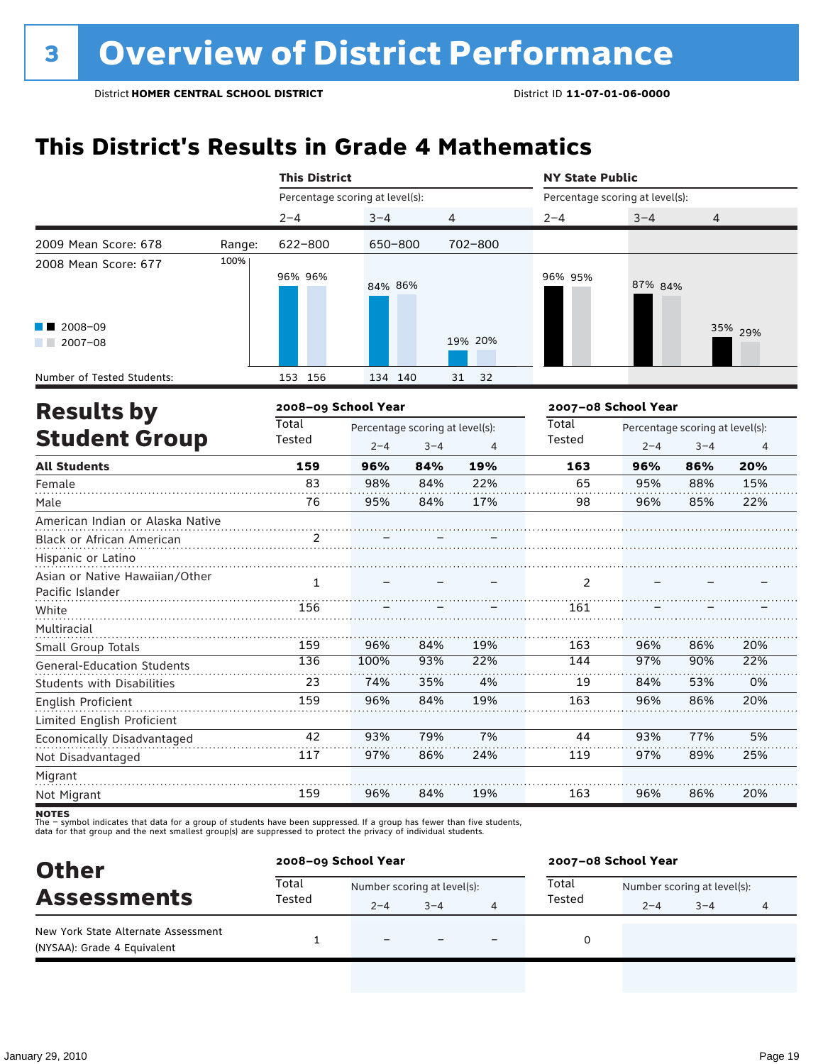# 3 Overview of District Performance

District **HOMER CENTRAL SCHOOL DISTRICT** District ID **11-07-01-06-0000**

## This District's Results in Grade 4 Mathematics

| | | This District | | | NY State Public | | |
|---|---|---|---|---|---|---|---|
| | | Percentage scoring at level(s): | | | Percentage scoring at level(s): | | |
| | | 2–4 | 3–4 | 4 | 2–4 | 3–4 | 4 |
| 2009 Mean Score: 678 | Range: | 622–800 | 650–800 | 702–800 | | | |
| 2008 Mean Score: 677 | | | | | | | |
| 2008–09 | | 96% | 84% | 19% | 96% | 87% | 35% |
| 2007–08 | | 96% | 86% | 20% | 95% | 84% | 29% |
| Number of Tested Students: | | 153 156 | 134 140 | 31 32 | | | |

## Results by Student Group

| | 2008–09 School Year | | | | 2007–08 School Year | | | |
|---|---|---|---|---|---|---|---|---|
| | Total Tested | Percentage scoring at level(s): 2–4 | 3–4 | 4 | Total Tested | Percentage scoring at level(s): 2–4 | 3–4 | 4 |
| **All Students** | **159** | **96%** | **84%** | **19%** | **163** | **96%** | **86%** | **20%** |
| Female | 83 | 98% | 84% | 22% | 65 | 95% | 88% | 15% |
| Male | 76 | 95% | 84% | 17% | 98 | 96% | 85% | 22% |
| American Indian or Alaska Native | | | | | | | | |
| Black or African American | 2 | – | – | – | | | | |
| Hispanic or Latino | | | | | | | | |
| Asian or Native Hawaiian/Other Pacific Islander | 1 | – | – | – | 2 | – | – | – |
| White | 156 | – | – | – | 161 | – | – | – |
| Multiracial | | | | | | | | |
| Small Group Totals | 159 | 96% | 84% | 19% | 163 | 96% | 86% | 20% |
| General-Education Students | 136 | 100% | 93% | 22% | 144 | 97% | 90% | 22% |
| Students with Disabilities | 23 | 74% | 35% | 4% | 19 | 84% | 53% | 0% |
| English Proficient | 159 | 96% | 84% | 19% | 163 | 96% | 86% | 20% |
| Limited English Proficient | | | | | | | | |
| Economically Disadvantaged | 42 | 93% | 79% | 7% | 44 | 93% | 77% | 5% |
| Not Disadvantaged | 117 | 97% | 86% | 24% | 119 | 97% | 89% | 25% |
| Migrant | | | | | | | | |
| Not Migrant | 159 | 96% | 84% | 19% | 163 | 96% | 86% | 20% |

**NOTES**
The – symbol indicates that data for a group of students have been suppressed. If a group has fewer than five students, data for that group and the next smallest group(s) are suppressed to protect the privacy of individual students.

## Other Assessments

| | 2008–09 School Year | | | | 2007–08 School Year | | | |
|---|---|---|---|---|---|---|---|---|
| | Total Tested | Number scoring at level(s): 2–4 | 3–4 | 4 | Total Tested | Number scoring at level(s): 2–4 | 3–4 | 4 |
| New York State Alternate Assessment (NYSAA): Grade 4 Equivalent | 1 | – | – | – | 0 | | | |

January 29, 2010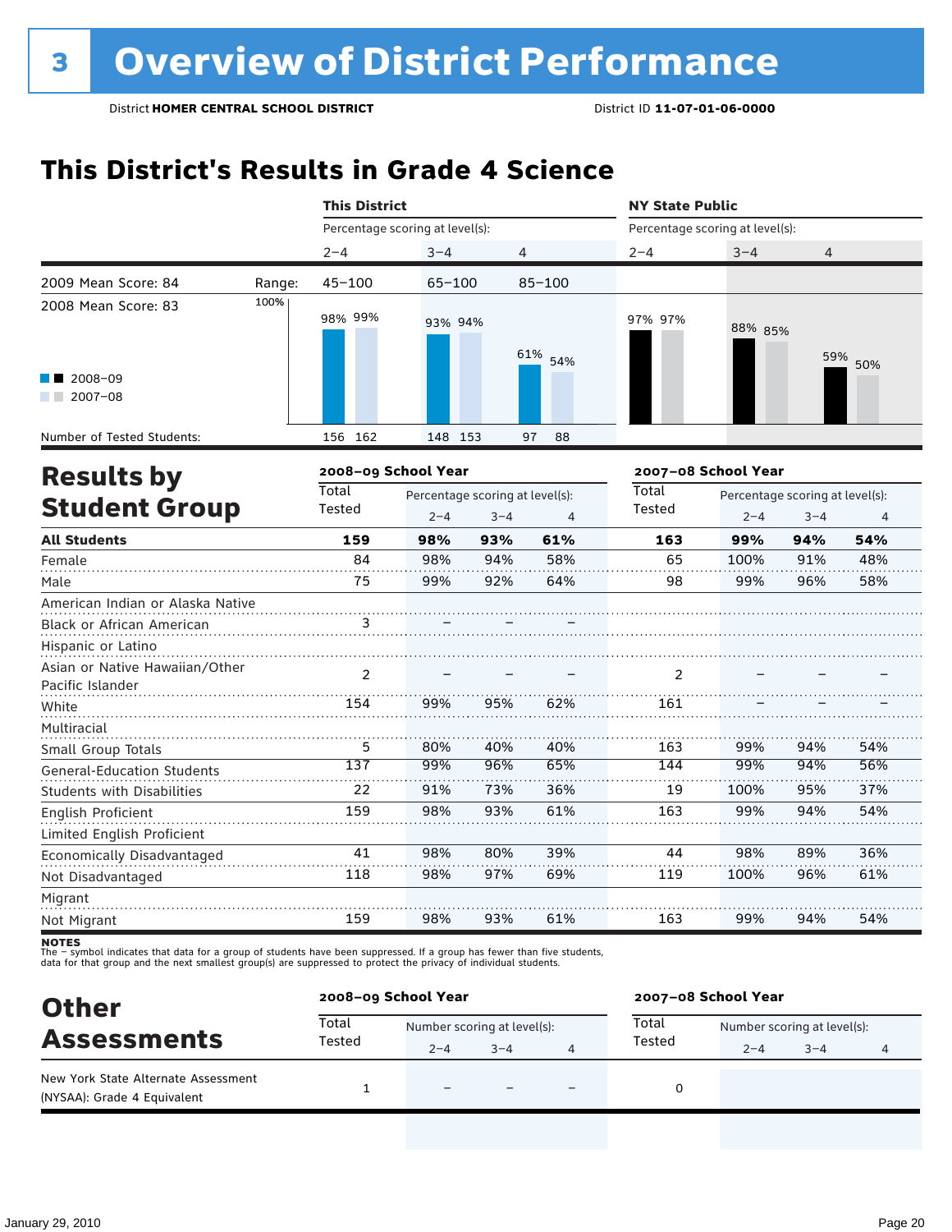# 3 Overview of District Performance

District **HOMER CENTRAL SCHOOL DISTRICT** District ID **11-07-01-06-0000**

## This District's Results in Grade 4 Science

| | | This District | | | NY State Public | | |
|---|---|---|---|---|---|---|---|
| | | Percentage scoring at level(s): | | | Percentage scoring at level(s): | | |
| | | 2–4 | 3–4 | 4 | 2–4 | 3–4 | 4 |
| 2009 Mean Score: 84 | Range: | 45–100 | 65–100 | 85–100 | | | |
| 2008 Mean Score: 83 | 2008–09 | 98% | 93% | 61% | 97% | 88% | 59% |
| | 2007–08 | 99% | 94% | 54% | 97% | 85% | 50% |
| Number of Tested Students: | 2008–09 | 156 | 148 | 97 | | | |
| | 2007–08 | 162 | 153 | 88 | | | |

## Results by Student Group

| | 2008–09 School Year | | | | 2007–08 School Year | | | |
|---|---|---|---|---|---|---|---|---|
| | Total Tested | Percentage scoring at level(s): 2–4 | 3–4 | 4 | Total Tested | Percentage scoring at level(s): 2–4 | 3–4 | 4 |
| **All Students** | **159** | **98%** | **93%** | **61%** | **163** | **99%** | **94%** | **54%** |
| Female | 84 | 98% | 94% | 58% | 65 | 100% | 91% | 48% |
| Male | 75 | 99% | 92% | 64% | 98 | 99% | 96% | 58% |
| American Indian or Alaska Native | | | | | | | | |
| Black or African American | 3 | – | – | – | | | | |
| Hispanic or Latino | | | | | | | | |
| Asian or Native Hawaiian/Other Pacific Islander | 2 | – | – | – | 2 | – | – | – |
| White | 154 | 99% | 95% | 62% | 161 | – | – | – |
| Multiracial | | | | | | | | |
| Small Group Totals | 5 | 80% | 40% | 40% | 163 | 99% | 94% | 54% |
| General-Education Students | 137 | 99% | 96% | 65% | 144 | 99% | 94% | 56% |
| Students with Disabilities | 22 | 91% | 73% | 36% | 19 | 100% | 95% | 37% |
| English Proficient | 159 | 98% | 93% | 61% | 163 | 99% | 94% | 54% |
| Limited English Proficient | | | | | | | | |
| Economically Disadvantaged | 41 | 98% | 80% | 39% | 44 | 98% | 89% | 36% |
| Not Disadvantaged | 118 | 98% | 97% | 69% | 119 | 100% | 96% | 61% |
| Migrant | | | | | | | | |
| Not Migrant | 159 | 98% | 93% | 61% | 163 | 99% | 94% | 54% |

**NOTES**
The – symbol indicates that data for a group of students have been suppressed. If a group has fewer than five students, data for that group and the next smallest group(s) are suppressed to protect the privacy of individual students.

## Other Assessments

| | 2008–09 School Year | | | | 2007–08 School Year | | | |
|---|---|---|---|---|---|---|---|---|
| | Total Tested | Number scoring at level(s): 2–4 | 3–4 | 4 | Total Tested | Number scoring at level(s): 2–4 | 3–4 | 4 |
| New York State Alternate Assessment (NYSAA): Grade 4 Equivalent | 1 | – | – | – | 0 | | | |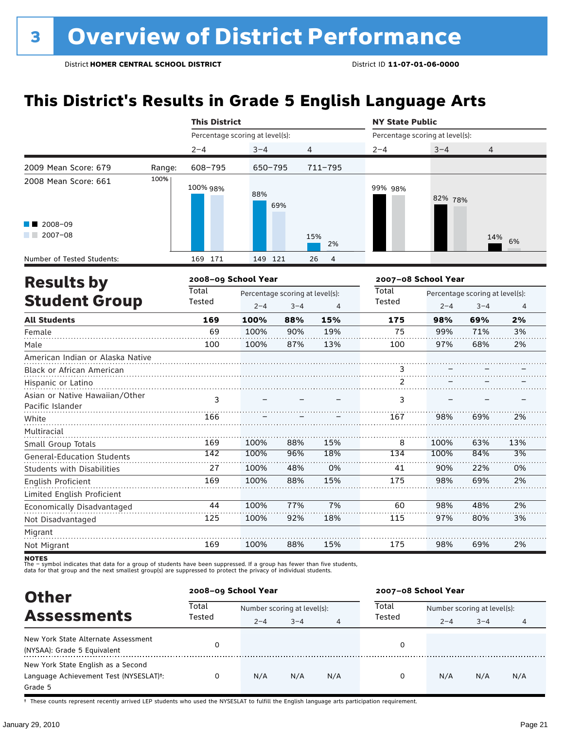# 3 Overview of District Performance

District **HOMER CENTRAL SCHOOL DISTRICT** District ID **11-07-01-06-0000**

## This District's Results in Grade 5 English Language Arts

| | | This District | | | NY State Public | | |
|---|---|---|---|---|---|---|---|
| | | Percentage scoring at level(s): | | | Percentage scoring at level(s): | | |
| | | 2–4 | 3–4 | 4 | 2–4 | 3–4 | 4 |
| 2009 Mean Score: 679 | Range: | 608–795 | 650–795 | 711–795 | | | |
| 2008 Mean Score: 661 | 2008–09 | 100% | 88% | 15% | 99% | 82% | 14% |
| | 2007–08 | 98% | 69% | 2% | 98% | 78% | 6% |
| Number of Tested Students: | 2008–09 | 169 | 149 | 26 | | | |
| | 2007–08 | 171 | 121 | 4 | | | |

## Results by Student Group

| | 2008–09 School Year | | | | 2007–08 School Year | | | |
|---|---|---|---|---|---|---|---|---|
| | Total Tested | Percentage scoring at level(s): | | | Total Tested | Percentage scoring at level(s): | | |
| | | 2–4 | 3–4 | 4 | | 2–4 | 3–4 | 4 |
| **All Students** | **169** | **100%** | **88%** | **15%** | **175** | **98%** | **69%** | **2%** |
| Female | 69 | 100% | 90% | 19% | 75 | 99% | 71% | 3% |
| Male | 100 | 100% | 87% | 13% | 100 | 97% | 68% | 2% |
| American Indian or Alaska Native | | | | | | | | |
| Black or African American | | | | | 3 | – | – | – |
| Hispanic or Latino | | | | | 2 | – | – | – |
| Asian or Native Hawaiian/Other Pacific Islander | 3 | – | – | – | 3 | – | – | – |
| White | 166 | – | – | – | 167 | 98% | 69% | 2% |
| Multiracial | | | | | | | | |
| Small Group Totals | 169 | 100% | 88% | 15% | 8 | 100% | 63% | 13% |
| General-Education Students | 142 | 100% | 96% | 18% | 134 | 100% | 84% | 3% |
| Students with Disabilities | 27 | 100% | 48% | 0% | 41 | 90% | 22% | 0% |
| English Proficient | 169 | 100% | 88% | 15% | 175 | 98% | 69% | 2% |
| Limited English Proficient | | | | | | | | |
| Economically Disadvantaged | 44 | 100% | 77% | 7% | 60 | 98% | 48% | 2% |
| Not Disadvantaged | 125 | 100% | 92% | 18% | 115 | 97% | 80% | 3% |
| Migrant | | | | | | | | |
| Not Migrant | 169 | 100% | 88% | 15% | 175 | 98% | 69% | 2% |

**NOTES**
The – symbol indicates that data for a group of students have been suppressed. If a group has fewer than five students, data for that group and the next smallest group(s) are suppressed to protect the privacy of individual students.

## Other Assessments

| | 2008–09 School Year | | | | 2007–08 School Year | | | |
|---|---|---|---|---|---|---|---|---|
| | Total Tested | Number scoring at level(s): | | | Total Tested | Number scoring at level(s): | | |
| | | 2–4 | 3–4 | 4 | | 2–4 | 3–4 | 4 |
| New York State Alternate Assessment (NYSAA): Grade 5 Equivalent | 0 | | | | 0 | | | |
| New York State English as a Second Language Achievement Test (NYSESLAT)†: Grade 5 | 0 | N/A | N/A | N/A | 0 | N/A | N/A | N/A |

† These counts represent recently arrived LEP students who used the NYSESLAT to fulfill the English language arts participation requirement.

January 29, 2010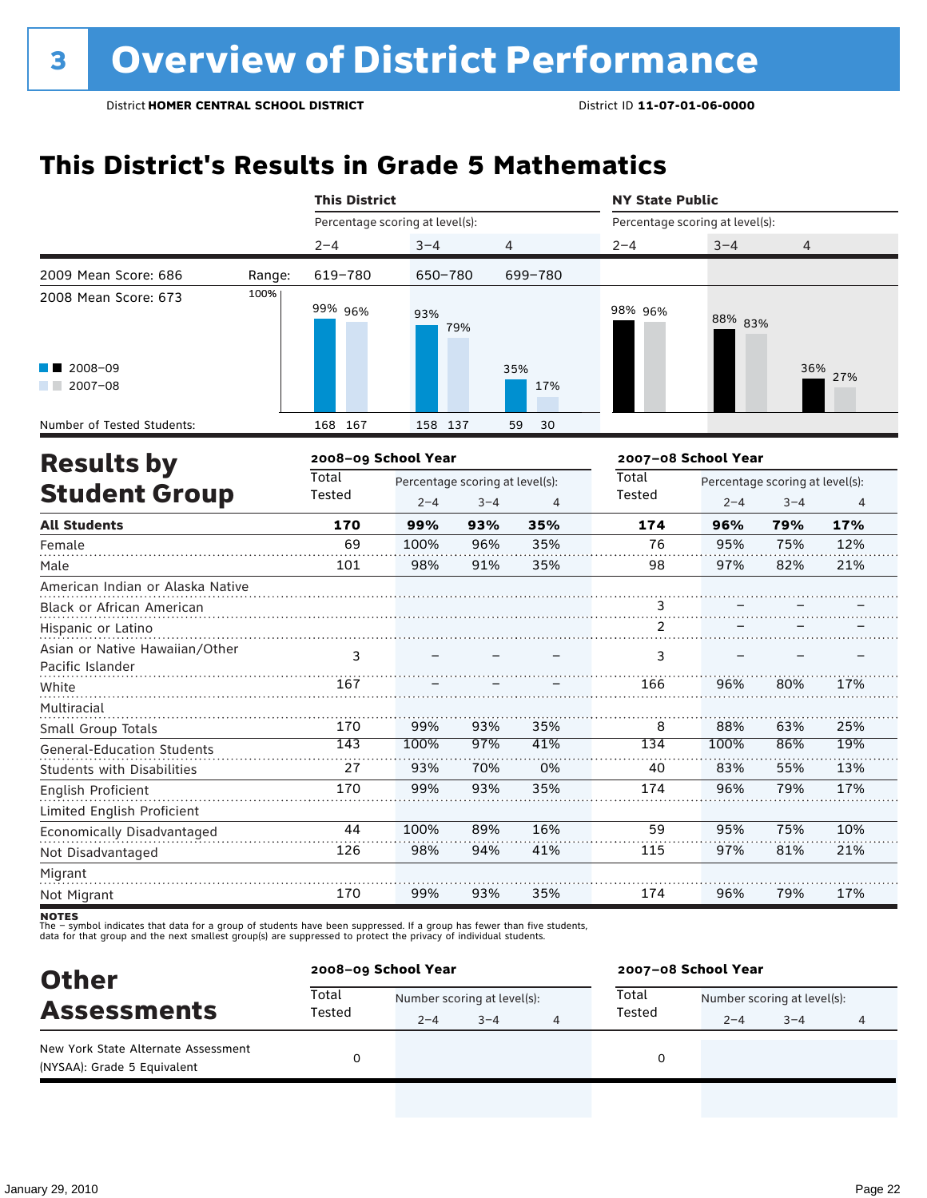# 3 Overview of District Performance

District **HOMER CENTRAL SCHOOL DISTRICT** District ID **11-07-01-06-0000**

## This District's Results in Grade 5 Mathematics

| | | This District | | | NY State Public | | |
|---|---|---|---|---|---|---|---|
| | | Percentage scoring at level(s): | | | Percentage scoring at level(s): | | |
| | | 2–4 | 3–4 | 4 | 2–4 | 3–4 | 4 |
| 2009 Mean Score: 686 | Range: | 619–780 | 650–780 | 699–780 | | | |
| 2008 Mean Score: 673 | | | | | | | |
| 2008–09 | | 99% | 93% | 35% | 98% | 88% | 36% |
| 2007–08 | | 96% | 79% | 17% | 96% | 83% | 27% |
| Number of Tested Students: 2008–09 | | 168 | 158 | 59 | | | |
| Number of Tested Students: 2007–08 | | 167 | 137 | 30 | | | |

## Results by Student Group

| | 2008–09 School Year | | | | 2007–08 School Year | | | |
|---|---|---|---|---|---|---|---|---|
| | Total Tested | Percentage scoring at level(s): 2–4 | 3–4 | 4 | Total Tested | Percentage scoring at level(s): 2–4 | 3–4 | 4 |
| **All Students** | **170** | **99%** | **93%** | **35%** | **174** | **96%** | **79%** | **17%** |
| Female | 69 | 100% | 96% | 35% | 76 | 95% | 75% | 12% |
| Male | 101 | 98% | 91% | 35% | 98 | 97% | 82% | 21% |
| American Indian or Alaska Native | | | | | | | | |
| Black or African American | | | | | 3 | – | – | – |
| Hispanic or Latino | | | | | 2 | – | – | – |
| Asian or Native Hawaiian/Other Pacific Islander | 3 | – | – | – | 3 | – | – | – |
| White | 167 | – | – | – | 166 | 96% | 80% | 17% |
| Multiracial | | | | | | | | |
| Small Group Totals | 170 | 99% | 93% | 35% | 8 | 88% | 63% | 25% |
| General-Education Students | 143 | 100% | 97% | 41% | 134 | 100% | 86% | 19% |
| Students with Disabilities | 27 | 93% | 70% | 0% | 40 | 83% | 55% | 13% |
| English Proficient | 170 | 99% | 93% | 35% | 174 | 96% | 79% | 17% |
| Limited English Proficient | | | | | | | | |
| Economically Disadvantaged | 44 | 100% | 89% | 16% | 59 | 95% | 75% | 10% |
| Not Disadvantaged | 126 | 98% | 94% | 41% | 115 | 97% | 81% | 21% |
| Migrant | | | | | | | | |
| Not Migrant | 170 | 99% | 93% | 35% | 174 | 96% | 79% | 17% |

**NOTES**
The – symbol indicates that data for a group of students have been suppressed. If a group has fewer than five students, data for that group and the next smallest group(s) are suppressed to protect the privacy of individual students.

## Other Assessments

| | 2008–09 School Year | | | | 2007–08 School Year | | | |
|---|---|---|---|---|---|---|---|---|
| | Total Tested | Number scoring at level(s): 2–4 | 3–4 | 4 | Total Tested | Number scoring at level(s): 2–4 | 3–4 | 4 |
| New York State Alternate Assessment (NYSAA): Grade 5 Equivalent | 0 | | | | 0 | | | |

January 29, 2010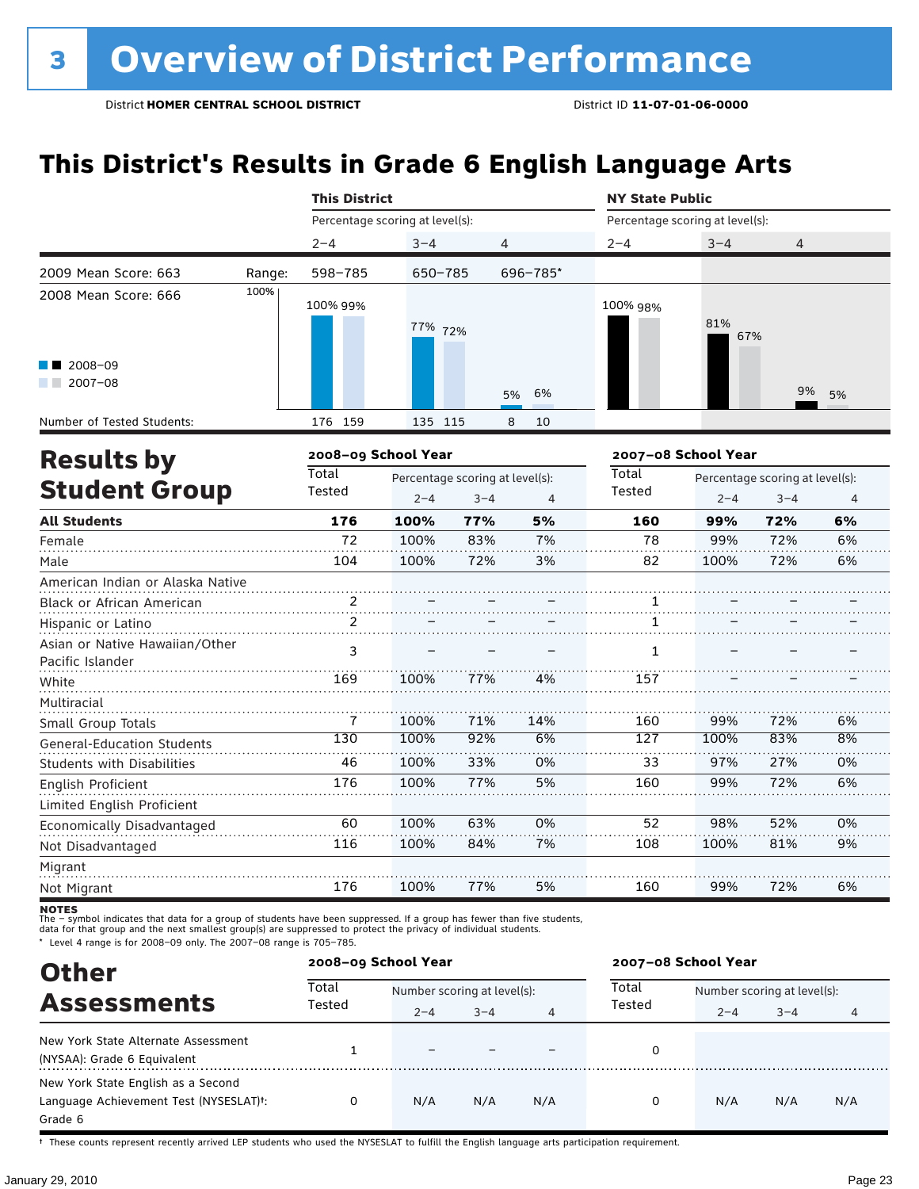# 3 Overview of District Performance

District **HOMER CENTRAL SCHOOL DISTRICT** District ID **11-07-01-06-0000**

## This District's Results in Grade 6 English Language Arts

| | | This District | | | NY State Public | | |
|---|---|---|---|---|---|---|---|
| | | Percentage scoring at level(s): | | | Percentage scoring at level(s): | | |
| | | 2–4 | 3–4 | 4 | 2–4 | 3–4 | 4 |
| 2009 Mean Score: 663 | Range: | 598–785 | 650–785 | 696–785* | | | |
| 2008 Mean Score: 666 | | | | | | | |
| 2008–09 | | 100% | 77% | 5% | 100% | 81% | 9% |
| 2007–08 | | 99% | 72% | 6% | 98% | 67% | 5% |
| Number of Tested Students: | | 176 159 | 135 115 | 8 10 | | | |

## Results by Student Group

| | 2008–09 School Year | | | | 2007–08 School Year | | | |
|---|---|---|---|---|---|---|---|---|
| | Total Tested | Percentage scoring at level(s): | | | Total Tested | Percentage scoring at level(s): | | |
| | | 2–4 | 3–4 | 4 | | 2–4 | 3–4 | 4 |
| **All Students** | **176** | **100%** | **77%** | **5%** | **160** | **99%** | **72%** | **6%** |
| Female | 72 | 100% | 83% | 7% | 78 | 99% | 72% | 6% |
| Male | 104 | 100% | 72% | 3% | 82 | 100% | 72% | 6% |
| American Indian or Alaska Native | | | | | | | | |
| Black or African American | 2 | – | – | – | 1 | – | – | – |
| Hispanic or Latino | 2 | – | – | – | 1 | – | – | – |
| Asian or Native Hawaiian/Other Pacific Islander | 3 | – | – | – | 1 | – | – | – |
| White | 169 | 100% | 77% | 4% | 157 | – | – | – |
| Multiracial | | | | | | | | |
| Small Group Totals | 7 | 100% | 71% | 14% | 160 | 99% | 72% | 6% |
| General-Education Students | 130 | 100% | 92% | 6% | 127 | 100% | 83% | 8% |
| Students with Disabilities | 46 | 100% | 33% | 0% | 33 | 97% | 27% | 0% |
| English Proficient | 176 | 100% | 77% | 5% | 160 | 99% | 72% | 6% |
| Limited English Proficient | | | | | | | | |
| Economically Disadvantaged | 60 | 100% | 63% | 0% | 52 | 98% | 52% | 0% |
| Not Disadvantaged | 116 | 100% | 84% | 7% | 108 | 100% | 81% | 9% |
| Migrant | | | | | | | | |
| Not Migrant | 176 | 100% | 77% | 5% | 160 | 99% | 72% | 6% |

**NOTES**
The – symbol indicates that data for a group of students have been suppressed. If a group has fewer than five students, data for that group and the next smallest group(s) are suppressed to protect the privacy of individual students.
* Level 4 range is for 2008–09 only. The 2007–08 range is 705–785.

## Other Assessments

| | 2008–09 School Year | | | | 2007–08 School Year | | | |
|---|---|---|---|---|---|---|---|---|
| | Total Tested | Number scoring at level(s): | | | Total Tested | Number scoring at level(s): | | |
| | | 2–4 | 3–4 | 4 | | 2–4 | 3–4 | 4 |
| New York State Alternate Assessment (NYSAA): Grade 6 Equivalent | 1 | – | – | – | 0 | | | |
| New York State English as a Second Language Achievement Test (NYSESLAT)†: Grade 6 | 0 | N/A | N/A | N/A | 0 | N/A | N/A | N/A |

† These counts represent recently arrived LEP students who used the NYSESLAT to fulfill the English language arts participation requirement.

January 29, 2010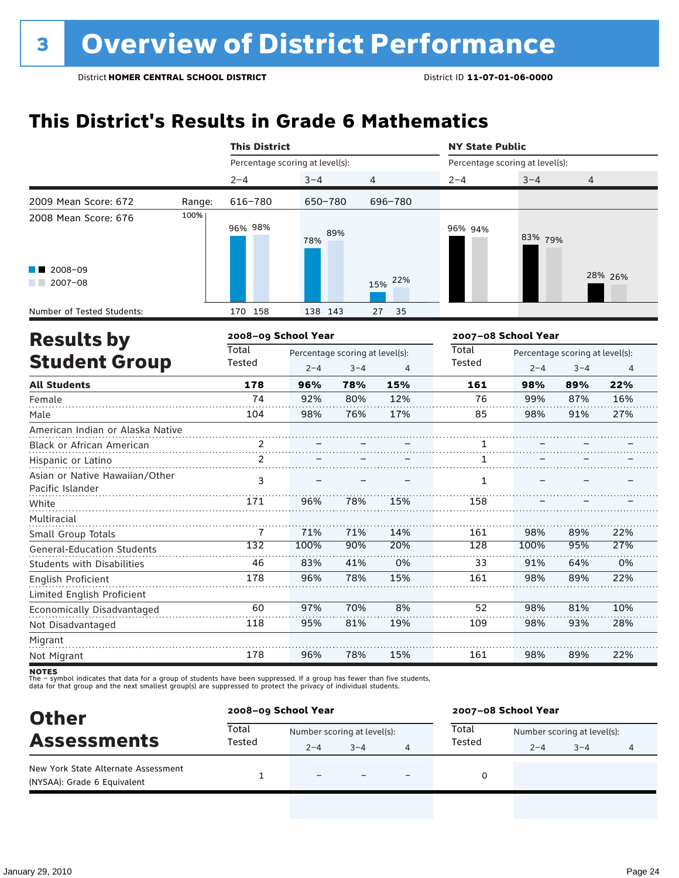# 3 Overview of District Performance

District **HOMER CENTRAL SCHOOL DISTRICT** District ID **11-07-01-06-0000**

## This District's Results in Grade 6 Mathematics

| | | This District | | | NY State Public | | |
|---|---|---|---|---|---|---|---|
| | | Percentage scoring at level(s): | | | Percentage scoring at level(s): | | |
| | | 2–4 | 3–4 | 4 | 2–4 | 3–4 | 4 |
| 2009 Mean Score: 672 | Range: | 616–780 | 650–780 | 696–780 | | | |
| 2008 Mean Score: 676 | | | | | | | |
| 2008–09 | | 96% | 78% | 15% | 96% | 83% | 28% |
| 2007–08 | | 98% | 89% | 22% | 94% | 79% | 26% |
| Number of Tested Students: 2008–09 | | 170 | 138 | 27 | | | |
| Number of Tested Students: 2007–08 | | 158 | 143 | 35 | | | |

## Results by Student Group

| | 2008–09 School Year | | | | 2007–08 School Year | | | |
|---|---|---|---|---|---|---|---|---|
| | Total Tested | Percentage scoring at level(s): 2–4 | 3–4 | 4 | Total Tested | Percentage scoring at level(s): 2–4 | 3–4 | 4 |
| **All Students** | **178** | **96%** | **78%** | **15%** | **161** | **98%** | **89%** | **22%** |
| Female | 74 | 92% | 80% | 12% | 76 | 99% | 87% | 16% |
| Male | 104 | 98% | 76% | 17% | 85 | 98% | 91% | 27% |
| American Indian or Alaska Native | | | | | | | | |
| Black or African American | 2 | – | – | – | 1 | – | – | – |
| Hispanic or Latino | 2 | – | – | – | 1 | – | – | – |
| Asian or Native Hawaiian/Other Pacific Islander | 3 | – | – | – | 1 | – | – | – |
| White | 171 | 96% | 78% | 15% | 158 | – | – | – |
| Multiracial | | | | | | | | |
| Small Group Totals | 7 | 71% | 71% | 14% | 161 | 98% | 89% | 22% |
| General-Education Students | 132 | 100% | 90% | 20% | 128 | 100% | 95% | 27% |
| Students with Disabilities | 46 | 83% | 41% | 0% | 33 | 91% | 64% | 0% |
| English Proficient | 178 | 96% | 78% | 15% | 161 | 98% | 89% | 22% |
| Limited English Proficient | | | | | | | | |
| Economically Disadvantaged | 60 | 97% | 70% | 8% | 52 | 98% | 81% | 10% |
| Not Disadvantaged | 118 | 95% | 81% | 19% | 109 | 98% | 93% | 28% |
| Migrant | | | | | | | | |
| Not Migrant | 178 | 96% | 78% | 15% | 161 | 98% | 89% | 22% |

**NOTES**
The – symbol indicates that data for a group of students have been suppressed. If a group has fewer than five students, data for that group and the next smallest group(s) are suppressed to protect the privacy of individual students.

## Other Assessments

| | 2008–09 School Year | | | | 2007–08 School Year | | | |
|---|---|---|---|---|---|---|---|---|
| | Total Tested | Number scoring at level(s): 2–4 | 3–4 | 4 | Total Tested | Number scoring at level(s): 2–4 | 3–4 | 4 |
| New York State Alternate Assessment (NYSAA): Grade 6 Equivalent | 1 | – | – | – | 0 | | | |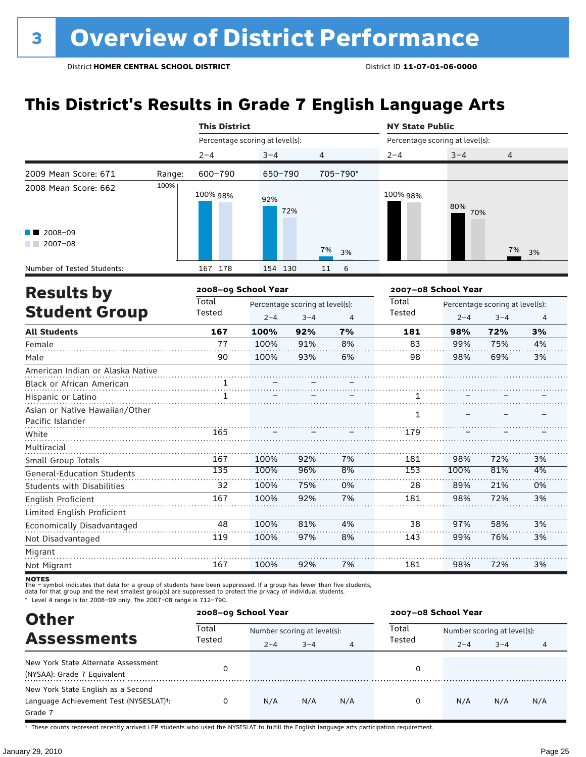# 3 Overview of District Performance

District **HOMER CENTRAL SCHOOL DISTRICT** District ID **11-07-01-06-0000**

## This District's Results in Grade 7 English Language Arts

| | This District | | | NY State Public | | |
|---|---|---|---|---|---|---|
| | Percentage scoring at level(s): | | | Percentage scoring at level(s): | | |
| | 2–4 | 3–4 | 4 | 2–4 | 3–4 | 4 |
| 2009 Mean Score: 671 — Range: | 600–790 | 650–790 | 705–790* | | | |
| 2008 Mean Score: 662 | | | | | | |
| 2008–09 | 100% | 92% | 7% | 100% | 80% | 7% |
| 2007–08 | 98% | 72% | 3% | 98% | 70% | 3% |
| Number of Tested Students: | 167 178 | 154 130 | 11 6 | | | |

## Results by Student Group

| | 2008–09 School Year | | | | 2007–08 School Year | | | |
|---|---|---|---|---|---|---|---|---|
| | Total Tested | Percentage scoring at level(s): | | | Total Tested | Percentage scoring at level(s): | | |
| | | 2–4 | 3–4 | 4 | | 2–4 | 3–4 | 4 |
| **All Students** | **167** | **100%** | **92%** | **7%** | **181** | **98%** | **72%** | **3%** |
| Female | 77 | 100% | 91% | 8% | 83 | 99% | 75% | 4% |
| Male | 90 | 100% | 93% | 6% | 98 | 98% | 69% | 3% |
| American Indian or Alaska Native | | | | | | | | |
| Black or African American | 1 | – | – | – | | | | |
| Hispanic or Latino | 1 | – | – | – | 1 | – | – | – |
| Asian or Native Hawaiian/Other Pacific Islander | | | | | 1 | – | – | – |
| White | 165 | – | – | – | 179 | – | – | – |
| Multiracial | | | | | | | | |
| Small Group Totals | 167 | 100% | 92% | 7% | 181 | 98% | 72% | 3% |
| General-Education Students | 135 | 100% | 96% | 8% | 153 | 100% | 81% | 4% |
| Students with Disabilities | 32 | 100% | 75% | 0% | 28 | 89% | 21% | 0% |
| English Proficient | 167 | 100% | 92% | 7% | 181 | 98% | 72% | 3% |
| Limited English Proficient | | | | | | | | |
| Economically Disadvantaged | 48 | 100% | 81% | 4% | 38 | 97% | 58% | 3% |
| Not Disadvantaged | 119 | 100% | 97% | 8% | 143 | 99% | 76% | 3% |
| Migrant | | | | | | | | |
| Not Migrant | 167 | 100% | 92% | 7% | 181 | 98% | 72% | 3% |

**NOTES**
The – symbol indicates that data for a group of students have been suppressed. If a group has fewer than five students, data for that group and the next smallest group(s) are suppressed to protect the privacy of individual students.
* Level 4 range is for 2008–09 only. The 2007–08 range is 712–790.

## Other Assessments

| | 2008–09 School Year | | | | 2007–08 School Year | | | |
|---|---|---|---|---|---|---|---|---|
| | Total Tested | Number scoring at level(s): | | | Total Tested | Number scoring at level(s): | | |
| | | 2–4 | 3–4 | 4 | | 2–4 | 3–4 | 4 |
| New York State Alternate Assessment (NYSAA): Grade 7 Equivalent | 0 | | | | 0 | | | |
| New York State English as a Second Language Achievement Test (NYSESLAT)†: Grade 7 | 0 | N/A | N/A | N/A | 0 | N/A | N/A | N/A |

† These counts represent recently arrived LEP students who used the NYSESLAT to fulfill the English language arts participation requirement.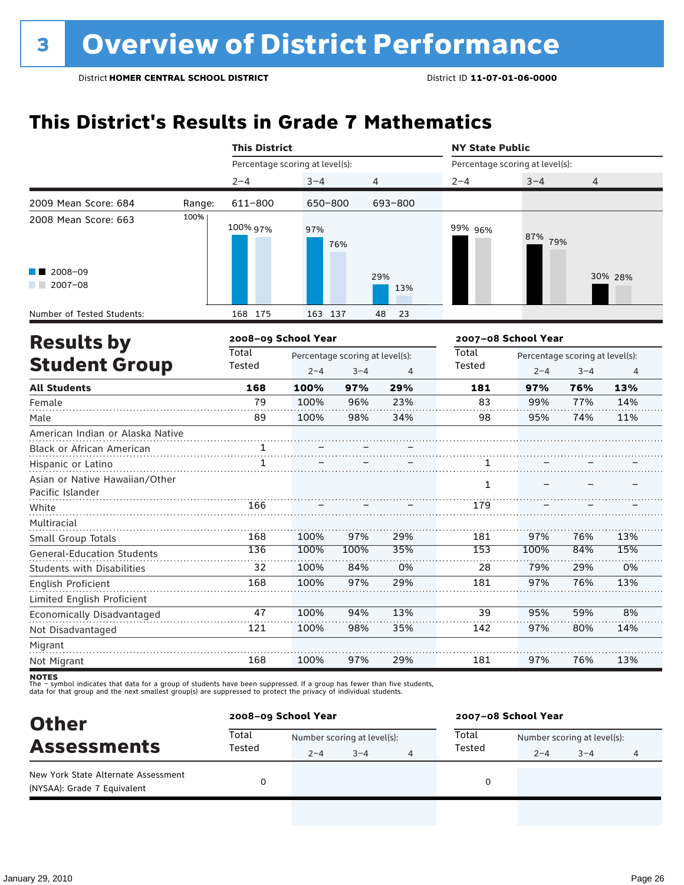# 3 Overview of District Performance

District **HOMER CENTRAL SCHOOL DISTRICT** District ID **11-07-01-06-0000**

## This District's Results in Grade 7 Mathematics

| | | This District | | | NY State Public | | |
|---|---|---|---|---|---|---|---|
| | | Percentage scoring at level(s): | | | Percentage scoring at level(s): | | |
| | | 2–4 | 3–4 | 4 | 2–4 | 3–4 | 4 |
| 2009 Mean Score: 684 | Range: | 611–800 | 650–800 | 693–800 | | | |
| 2008 Mean Score: 663 | | | | | | | |
| 2008–09 | | 100% | 97% | 29% | 99% | 87% | 30% |
| 2007–08 | | 97% | 76% | 13% | 96% | 79% | 28% |
| Number of Tested Students: | | 168 175 | 163 137 | 48 23 | | | |

## Results by Student Group

| | 2008–09 School Year | | | | 2007–08 School Year | | | |
|---|---|---|---|---|---|---|---|---|
| | Total Tested | Percentage scoring at level(s): 2–4 | 3–4 | 4 | Total Tested | Percentage scoring at level(s): 2–4 | 3–4 | 4 |
| **All Students** | **168** | **100%** | **97%** | **29%** | **181** | **97%** | **76%** | **13%** |
| Female | 79 | 100% | 96% | 23% | 83 | 99% | 77% | 14% |
| Male | 89 | 100% | 98% | 34% | 98 | 95% | 74% | 11% |
| American Indian or Alaska Native | | | | | | | | |
| Black or African American | 1 | – | – | – | | | | |
| Hispanic or Latino | 1 | – | – | – | 1 | – | – | – |
| Asian or Native Hawaiian/Other Pacific Islander | | | | | 1 | – | – | – |
| White | 166 | – | – | – | 179 | – | – | – |
| Multiracial | | | | | | | | |
| Small Group Totals | 168 | 100% | 97% | 29% | 181 | 97% | 76% | 13% |
| General-Education Students | 136 | 100% | 100% | 35% | 153 | 100% | 84% | 15% |
| Students with Disabilities | 32 | 100% | 84% | 0% | 28 | 79% | 29% | 0% |
| English Proficient | 168 | 100% | 97% | 29% | 181 | 97% | 76% | 13% |
| Limited English Proficient | | | | | | | | |
| Economically Disadvantaged | 47 | 100% | 94% | 13% | 39 | 95% | 59% | 8% |
| Not Disadvantaged | 121 | 100% | 98% | 35% | 142 | 97% | 80% | 14% |
| Migrant | | | | | | | | |
| Not Migrant | 168 | 100% | 97% | 29% | 181 | 97% | 76% | 13% |

**NOTES**
The – symbol indicates that data for a group of students have been suppressed. If a group has fewer than five students, data for that group and the next smallest group(s) are suppressed to protect the privacy of individual students.

## Other Assessments

| | 2008–09 School Year | | | | 2007–08 School Year | | | |
|---|---|---|---|---|---|---|---|---|
| | Total Tested | Number scoring at level(s): 2–4 | 3–4 | 4 | Total Tested | Number scoring at level(s): 2–4 | 3–4 | 4 |
| New York State Alternate Assessment (NYSAA): Grade 7 Equivalent | 0 | | | | 0 | | | |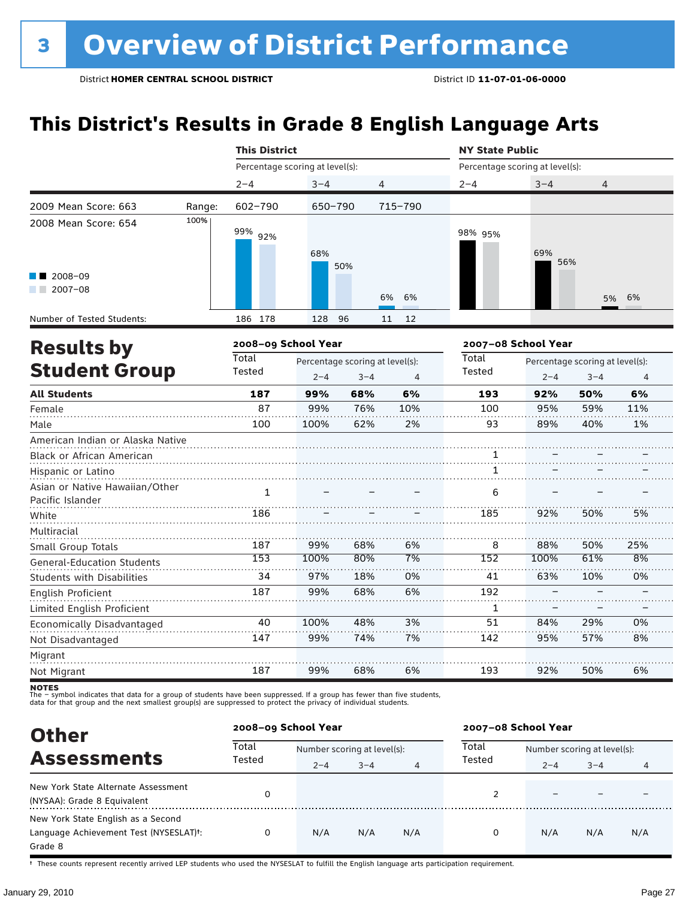# 3 Overview of District Performance

District **HOMER CENTRAL SCHOOL DISTRICT** District ID **11-07-01-06-0000**

## This District's Results in Grade 8 English Language Arts

| | | This District | | | NY State Public | | |
|---|---|---|---|---|---|---|---|
| | | Percentage scoring at level(s): | | | Percentage scoring at level(s): | | |
| | | 2–4 | 3–4 | 4 | 2–4 | 3–4 | 4 |
| 2009 Mean Score: 663 | Range: | 602–790 | 650–790 | 715–790 | | | |
| 2008 Mean Score: 654 | | | | | | | |
| 2008–09 | | 99% | 68% | 6% | 98% | 69% | 5% |
| 2007–08 | | 92% | 50% | 6% | 95% | 56% | 6% |
| Number of Tested Students: 2008–09 | | 186 | 128 | 11 | | | |
| Number of Tested Students: 2007–08 | | 178 | 96 | 12 | | | |

## Results by Student Group

| | 2008–09 School Year | | | | 2007–08 School Year | | | |
|---|---|---|---|---|---|---|---|---|
| | Total Tested | Percentage scoring at level(s): 2–4 | 3–4 | 4 | Total Tested | Percentage scoring at level(s): 2–4 | 3–4 | 4 |
| **All Students** | **187** | **99%** | **68%** | **6%** | **193** | **92%** | **50%** | **6%** |
| Female | 87 | 99% | 76% | 10% | 100 | 95% | 59% | 11% |
| Male | 100 | 100% | 62% | 2% | 93 | 89% | 40% | 1% |
| American Indian or Alaska Native | | | | | | | | |
| Black or African American | | | | | 1 | – | – | – |
| Hispanic or Latino | | | | | 1 | – | – | – |
| Asian or Native Hawaiian/Other Pacific Islander | 1 | – | – | – | 6 | – | – | – |
| White | 186 | – | – | – | 185 | 92% | 50% | 5% |
| Multiracial | | | | | | | | |
| Small Group Totals | 187 | 99% | 68% | 6% | 8 | 88% | 50% | 25% |
| General-Education Students | 153 | 100% | 80% | 7% | 152 | 100% | 61% | 8% |
| Students with Disabilities | 34 | 97% | 18% | 0% | 41 | 63% | 10% | 0% |
| English Proficient | 187 | 99% | 68% | 6% | 192 | – | – | – |
| Limited English Proficient | | | | | 1 | – | – | – |
| Economically Disadvantaged | 40 | 100% | 48% | 3% | 51 | 84% | 29% | 0% |
| Not Disadvantaged | 147 | 99% | 74% | 7% | 142 | 95% | 57% | 8% |
| Migrant | | | | | | | | |
| Not Migrant | 187 | 99% | 68% | 6% | 193 | 92% | 50% | 6% |

**NOTES**
The – symbol indicates that data for a group of students have been suppressed. If a group has fewer than five students, data for that group and the next smallest group(s) are suppressed to protect the privacy of individual students.

## Other Assessments

| | 2008–09 School Year | | | | 2007–08 School Year | | | |
|---|---|---|---|---|---|---|---|---|
| | Total Tested | Number scoring at level(s): 2–4 | 3–4 | 4 | Total Tested | Number scoring at level(s): 2–4 | 3–4 | 4 |
| New York State Alternate Assessment (NYSAA): Grade 8 Equivalent | 0 | | | | 2 | – | – | – |
| New York State English as a Second Language Achievement Test (NYSESLAT)†: Grade 8 | 0 | N/A | N/A | N/A | 0 | N/A | N/A | N/A |

† These counts represent recently arrived LEP students who used the NYSESLAT to fulfill the English language arts participation requirement.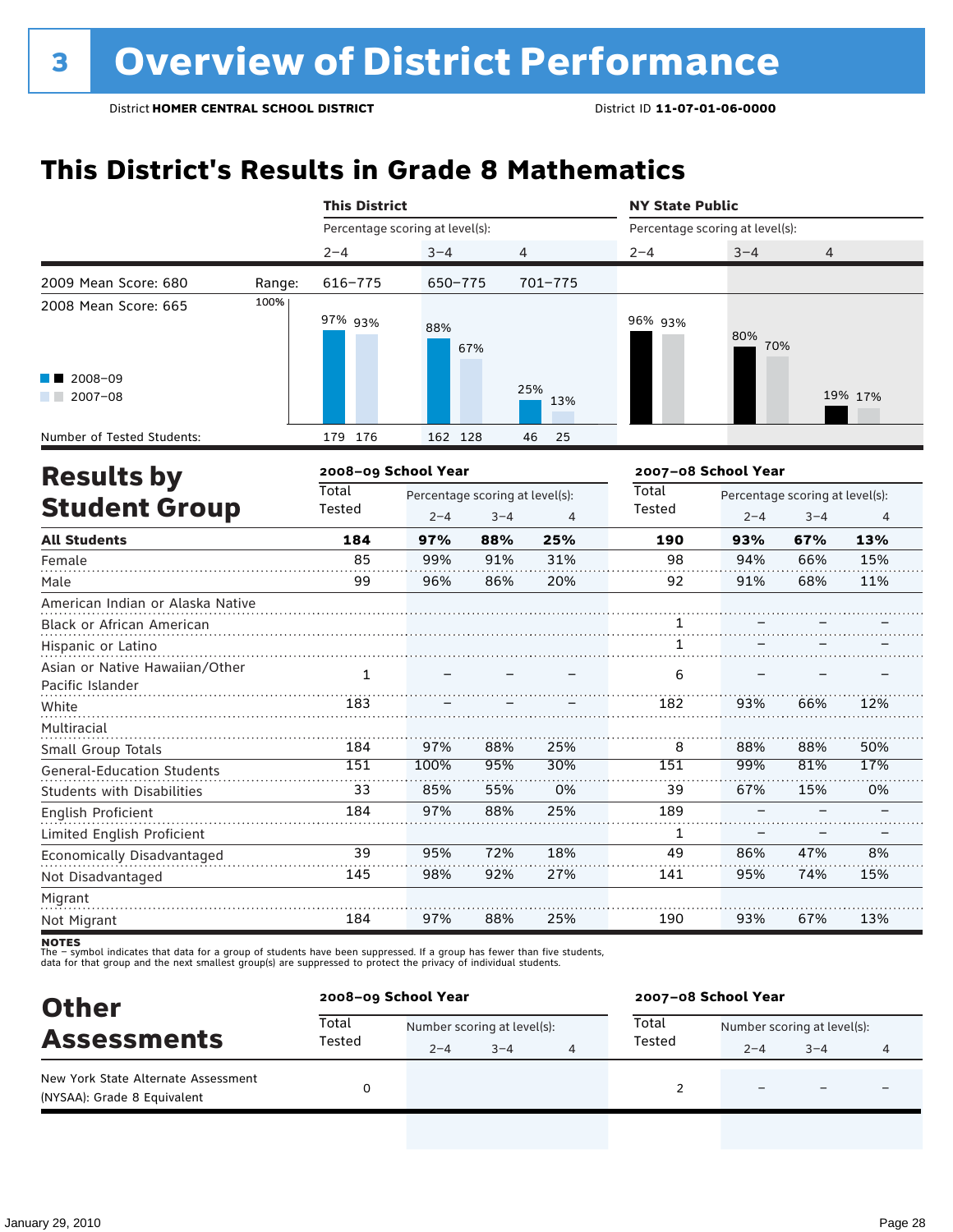# 3 Overview of District Performance

District **HOMER CENTRAL SCHOOL DISTRICT** District ID **11-07-01-06-0000**

## This District's Results in Grade 8 Mathematics

| | | This District | | | NY State Public | | |
|---|---|---|---|---|---|---|---|
| | | Percentage scoring at level(s): | | | Percentage scoring at level(s): | | |
| | | 2–4 | 3–4 | 4 | 2–4 | 3–4 | 4 |
| 2009 Mean Score: 680 | Range: | 616–775 | 650–775 | 701–775 | | | |
| 2008 Mean Score: 665 | | | | | | | |
| 2008–09 | | 97% | 88% | 25% | 96% | 80% | 19% |
| 2007–08 | | 93% | 67% | 13% | 93% | 70% | 17% |
| Number of Tested Students: 2008–09 | | 179 | 162 | 46 | | | |
| Number of Tested Students: 2007–08 | | 176 | 128 | 25 | | | |

## Results by Student Group

| | 2008–09 Total Tested | 2008–09 2–4 | 2008–09 3–4 | 2008–09 4 | 2007–08 Total Tested | 2007–08 2–4 | 2007–08 3–4 | 2007–08 4 |
|---|---|---|---|---|---|---|---|---|
| **All Students** | **184** | **97%** | **88%** | **25%** | **190** | **93%** | **67%** | **13%** |
| Female | 85 | 99% | 91% | 31% | 98 | 94% | 66% | 15% |
| Male | 99 | 96% | 86% | 20% | 92 | 91% | 68% | 11% |
| American Indian or Alaska Native | | | | | | | | |
| Black or African American | | | | | 1 | – | – | – |
| Hispanic or Latino | | | | | 1 | – | – | – |
| Asian or Native Hawaiian/Other Pacific Islander | 1 | – | – | – | 6 | – | – | – |
| White | 183 | – | – | – | 182 | 93% | 66% | 12% |
| Multiracial | | | | | | | | |
| Small Group Totals | 184 | 97% | 88% | 25% | 8 | 88% | 88% | 50% |
| General-Education Students | 151 | 100% | 95% | 30% | 151 | 99% | 81% | 17% |
| Students with Disabilities | 33 | 85% | 55% | 0% | 39 | 67% | 15% | 0% |
| English Proficient | 184 | 97% | 88% | 25% | 189 | – | – | – |
| Limited English Proficient | | | | | 1 | – | – | – |
| Economically Disadvantaged | 39 | 95% | 72% | 18% | 49 | 86% | 47% | 8% |
| Not Disadvantaged | 145 | 98% | 92% | 27% | 141 | 95% | 74% | 15% |
| Migrant | | | | | | | | |
| Not Migrant | 184 | 97% | 88% | 25% | 190 | 93% | 67% | 13% |

**NOTES**
The – symbol indicates that data for a group of students have been suppressed. If a group has fewer than five students, data for that group and the next smallest group(s) are suppressed to protect the privacy of individual students.

## Other Assessments

| | 2008–09 Total Tested | 2008–09 2–4 | 2008–09 3–4 | 2008–09 4 | 2007–08 Total Tested | 2007–08 2–4 | 2007–08 3–4 | 2007–08 4 |
|---|---|---|---|---|---|---|---|---|
| New York State Alternate Assessment (NYSAA): Grade 8 Equivalent | 0 | | | | 2 | – | – | – |

(Number scoring at level(s))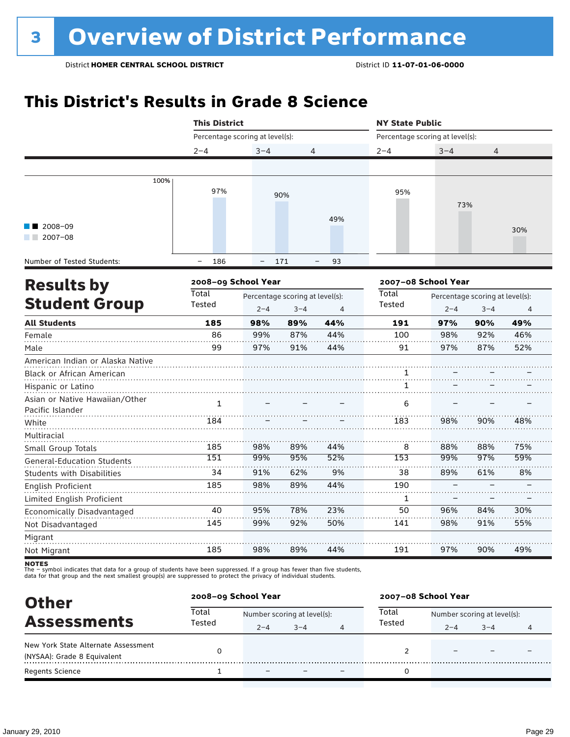# 3 Overview of District Performance

District **HOMER CENTRAL SCHOOL DISTRICT** District ID **11-07-01-06-0000**

## This District's Results in Grade 8 Science

| | This District | | | NY State Public | | |
|---|---|---|---|---|---|---|
| Percentage scoring at level(s): | 2–4 | 3–4 | 4 | 2–4 | 3–4 | 4 |
| 2008–09 | | | | | | |
| 2007–08 | 97% | 90% | 49% | 95% | 73% | 30% |
| Number of Tested Students: | – 186 | – 171 | – 93 | | | |

## Results by Student Group

| | 2008–09 School Year | | | | 2007–08 School Year | | | |
|---|---|---|---|---|---|---|---|---|
| | Total Tested | Percentage scoring at level(s): 2–4 | 3–4 | 4 | Total Tested | Percentage scoring at level(s): 2–4 | 3–4 | 4 |
| **All Students** | **185** | **98%** | **89%** | **44%** | **191** | **97%** | **90%** | **49%** |
| Female | 86 | 99% | 87% | 44% | 100 | 98% | 92% | 46% |
| Male | 99 | 97% | 91% | 44% | 91 | 97% | 87% | 52% |
| American Indian or Alaska Native | | | | | | | | |
| Black or African American | | | | | 1 | – | – | – |
| Hispanic or Latino | | | | | 1 | – | – | – |
| Asian or Native Hawaiian/Other Pacific Islander | 1 | – | – | – | 6 | – | – | – |
| White | 184 | – | – | – | 183 | 98% | 90% | 48% |
| Multiracial | | | | | | | | |
| Small Group Totals | 185 | 98% | 89% | 44% | 8 | 88% | 88% | 75% |
| General-Education Students | 151 | 99% | 95% | 52% | 153 | 99% | 97% | 59% |
| Students with Disabilities | 34 | 91% | 62% | 9% | 38 | 89% | 61% | 8% |
| English Proficient | 185 | 98% | 89% | 44% | 190 | – | – | – |
| Limited English Proficient | | | | | 1 | – | – | – |
| Economically Disadvantaged | 40 | 95% | 78% | 23% | 50 | 96% | 84% | 30% |
| Not Disadvantaged | 145 | 99% | 92% | 50% | 141 | 98% | 91% | 55% |
| Migrant | | | | | | | | |
| Not Migrant | 185 | 98% | 89% | 44% | 191 | 97% | 90% | 49% |

**NOTES**
The – symbol indicates that data for a group of students have been suppressed. If a group has fewer than five students, data for that group and the next smallest group(s) are suppressed to protect the privacy of individual students.

## Other Assessments

| | 2008–09 School Year | | | | 2007–08 School Year | | | |
|---|---|---|---|---|---|---|---|---|
| | Total Tested | Number scoring at level(s): 2–4 | 3–4 | 4 | Total Tested | Number scoring at level(s): 2–4 | 3–4 | 4 |
| New York State Alternate Assessment (NYSAA): Grade 8 Equivalent | 0 | | | | 2 | – | – | – |
| Regents Science | 1 | – | – | – | 0 | | | |

January 29, 2010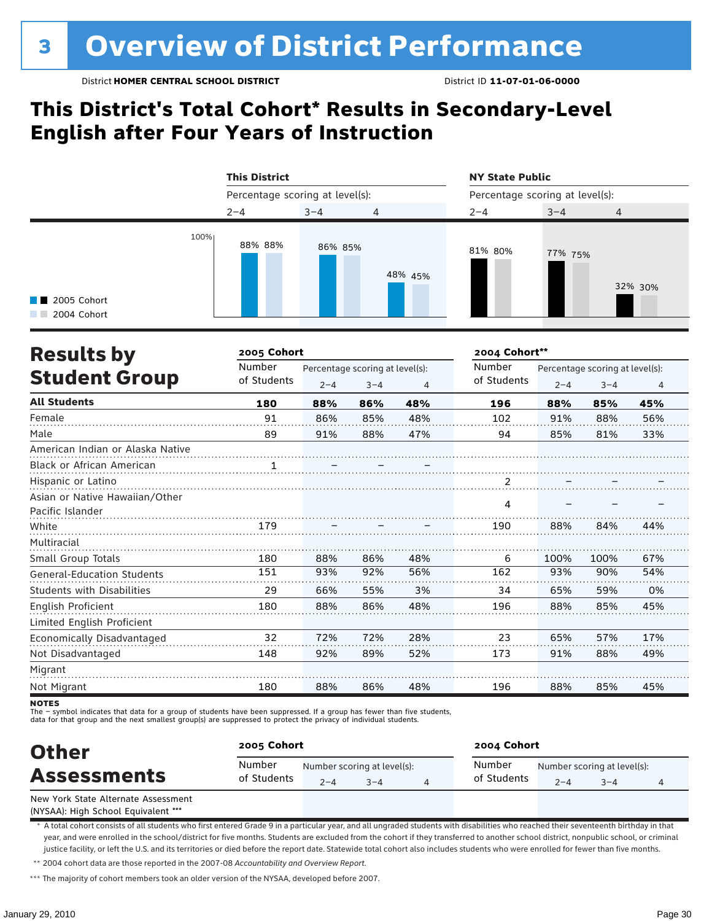# 3 Overview of District Performance

District **HOMER CENTRAL SCHOOL DISTRICT** District ID **11-07-01-06-0000**

## This District's Total Cohort* Results in Secondary-Level English after Four Years of Instruction

| | This District 2–4 | This District 3–4 | This District 4 | NY State Public 2–4 | NY State Public 3–4 | NY State Public 4 |
|---|---|---|---|---|---|---|
| 2005 Cohort | 88% | 86% | 48% | 81% | 77% | 32% |
| 2004 Cohort | 88% | 85% | 45% | 80% | 75% | 30% |

## Results by Student Group

| | 2005 Cohort Number of Students | 2005 Cohort 2–4 | 2005 Cohort 3–4 | 2005 Cohort 4 | 2004 Cohort** Number of Students | 2004 Cohort** 2–4 | 2004 Cohort** 3–4 | 2004 Cohort** 4 |
|---|---|---|---|---|---|---|---|---|
| **All Students** | **180** | **88%** | **86%** | **48%** | **196** | **88%** | **85%** | **45%** |
| Female | 91 | 86% | 85% | 48% | 102 | 91% | 88% | 56% |
| Male | 89 | 91% | 88% | 47% | 94 | 85% | 81% | 33% |
| American Indian or Alaska Native | | | | | | | | |
| Black or African American | 1 | – | – | – | | | | |
| Hispanic or Latino | | | | | 2 | – | – | – |
| Asian or Native Hawaiian/Other Pacific Islander | | | | | 4 | – | – | – |
| White | 179 | – | – | – | 190 | 88% | 84% | 44% |
| Multiracial | | | | | | | | |
| Small Group Totals | 180 | 88% | 86% | 48% | 6 | 100% | 100% | 67% |
| General-Education Students | 151 | 93% | 92% | 56% | 162 | 93% | 90% | 54% |
| Students with Disabilities | 29 | 66% | 55% | 3% | 34 | 65% | 59% | 0% |
| English Proficient | 180 | 88% | 86% | 48% | 196 | 88% | 85% | 45% |
| Limited English Proficient | | | | | | | | |
| Economically Disadvantaged | 32 | 72% | 72% | 28% | 23 | 65% | 57% | 17% |
| Not Disadvantaged | 148 | 92% | 89% | 52% | 173 | 91% | 88% | 49% |
| Migrant | | | | | | | | |
| Not Migrant | 180 | 88% | 86% | 48% | 196 | 88% | 85% | 45% |

**NOTES**
The – symbol indicates that data for a group of students have been suppressed. If a group has fewer than five students, data for that group and the next smallest group(s) are suppressed to protect the privacy of individual students.

## Other Assessments

| | 2005 Cohort Number of Students | 2005 Cohort Number scoring at level(s): 2–4 | 3–4 | 4 | 2004 Cohort Number of Students | 2004 Cohort Number scoring at level(s): 2–4 | 3–4 | 4 |
|---|---|---|---|---|---|---|---|---|
| New York State Alternate Assessment (NYSAA): High School Equivalent *** | | | | | | | | |

\* A total cohort consists of all students who first entered Grade 9 in a particular year, and all ungraded students with disabilities who reached their seventeenth birthday in that year, and were enrolled in the school/district for five months. Students are excluded from the cohort if they transferred to another school district, nonpublic school, or criminal justice facility, or left the U.S. and its territories or died before the report date. Statewide total cohort also includes students who were enrolled for fewer than five months.

** 2004 cohort data are those reported in the 2007-08 *Accountability and Overview Report*.

*** The majority of cohort members took an older version of the NYSAA, developed before 2007.

January 29, 2010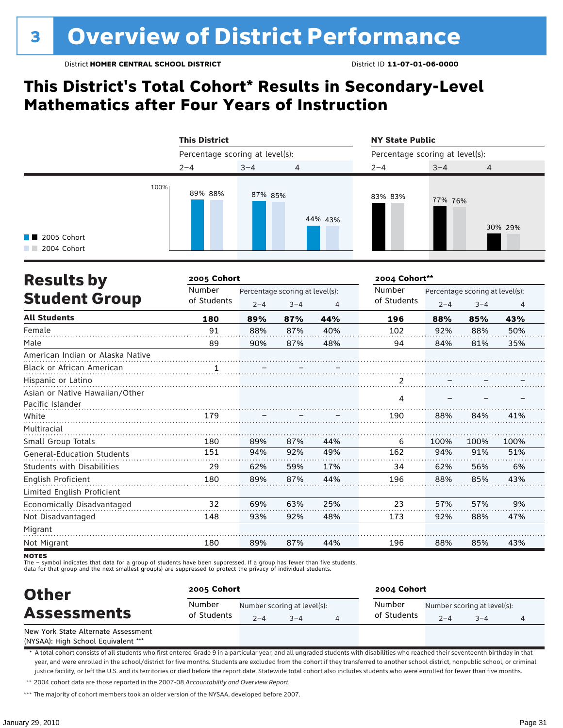# 3 Overview of District Performance

District **HOMER CENTRAL SCHOOL DISTRICT** District ID **11-07-01-06-0000**

## This District's Total Cohort* Results in Secondary-Level Mathematics after Four Years of Instruction

This District

Percentage scoring at level(s):

2–4 3–4 4

NY State Public

Percentage scoring at level(s):

2–4 3–4 4

100%

89% 88% 87% 85% 44% 43%

83% 83% 77% 76% 30% 29%

2005 Cohort

2004 Cohort

## Results by Student Group

| | 2005 Cohort | | | | 2004 Cohort** | | | |
|---|---|---|---|---|---|---|---|---|
| | Number of Students | Percentage scoring at level(s): 2–4 | 3–4 | 4 | Number of Students | Percentage scoring at level(s): 2–4 | 3–4 | 4 |
| **All Students** | **180** | **89%** | **87%** | **44%** | **196** | **88%** | **85%** | **43%** |
| Female | 91 | 88% | 87% | 40% | 102 | 92% | 88% | 50% |
| Male | 89 | 90% | 87% | 48% | 94 | 84% | 81% | 35% |
| American Indian or Alaska Native | | | | | | | | |
| Black or African American | 1 | – | – | – | | | | |
| Hispanic or Latino | | | | | 2 | – | – | – |
| Asian or Native Hawaiian/Other Pacific Islander | | | | | 4 | – | – | – |
| White | 179 | – | – | – | 190 | 88% | 84% | 41% |
| Multiracial | | | | | | | | |
| Small Group Totals | 180 | 89% | 87% | 44% | 6 | 100% | 100% | 100% |
| General-Education Students | 151 | 94% | 92% | 49% | 162 | 94% | 91% | 51% |
| Students with Disabilities | 29 | 62% | 59% | 17% | 34 | 62% | 56% | 6% |
| English Proficient | 180 | 89% | 87% | 44% | 196 | 88% | 85% | 43% |
| Limited English Proficient | | | | | | | | |
| Economically Disadvantaged | 32 | 69% | 63% | 25% | 23 | 57% | 57% | 9% |
| Not Disadvantaged | 148 | 93% | 92% | 48% | 173 | 92% | 88% | 47% |
| Migrant | | | | | | | | |
| Not Migrant | 180 | 89% | 87% | 44% | 196 | 88% | 85% | 43% |

**NOTES**

The – symbol indicates that data for a group of students have been suppressed. If a group has fewer than five students, data for that group and the next smallest group(s) are suppressed to protect the privacy of individual students.

## Other Assessments

| | 2005 Cohort | | | | 2004 Cohort | | | |
|---|---|---|---|---|---|---|---|---|
| | Number of Students | Number scoring at level(s): 2–4 | 3–4 | 4 | Number of Students | Number scoring at level(s): 2–4 | 3–4 | 4 |
| New York State Alternate Assessment (NYSAA): High School Equivalent *** | | | | | | | | |

\* A total cohort consists of all students who first entered Grade 9 in a particular year, and all ungraded students with disabilities who reached their seventeenth birthday in that year, and were enrolled in the school/district for five months. Students are excluded from the cohort if they transferred to another school district, nonpublic school, or criminal justice facility, or left the U.S. and its territories or died before the report date. Statewide total cohort also includes students who were enrolled for fewer than five months.

\** 2004 cohort data are those reported in the 2007-08 *Accountability and Overview Report*.

\*** The majority of cohort members took an older version of the NYSAA, developed before 2007.

January 29, 2010